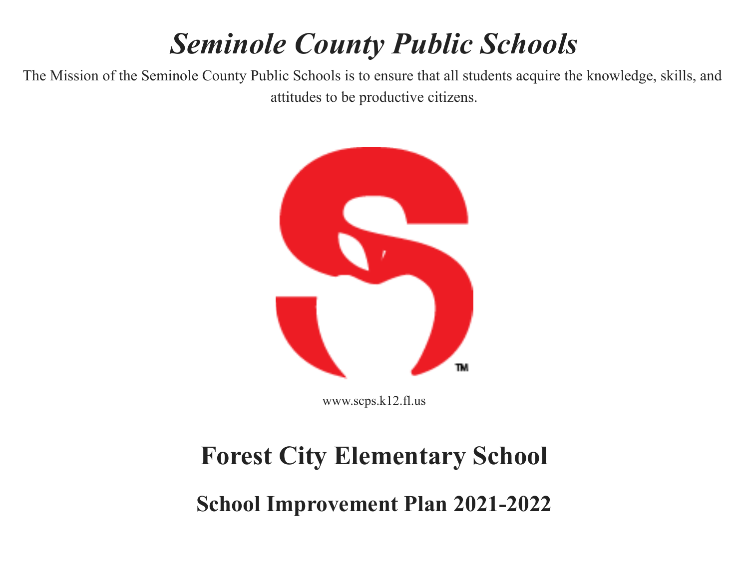# *Seminole County Public Schools*

The Mission of the Seminole County Public Schools is to ensure that all students acquire the knowledge, skills, and attitudes to be productive citizens.

www.scps.k12.fl.us

# Forest City Elementary School

## School Improvement Plan 2021-2022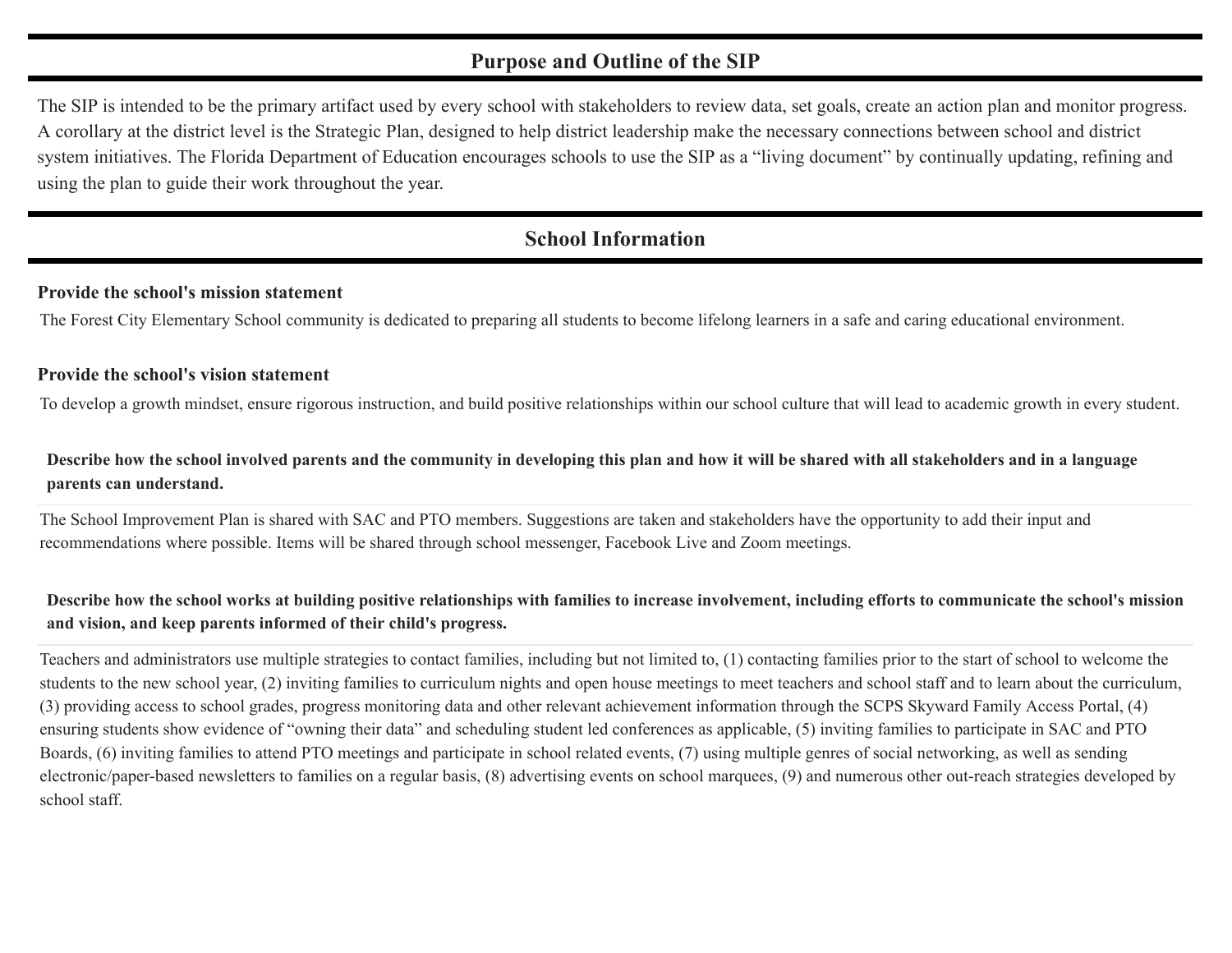## Purpose and Outline of the SIP

The SIP is intended to be the primary artifact used by every school with stakeholders to review data, set goals, create an action plan and monitor progress. A corollary at the district level is the Strategic Plan, designed to help district leadership make the necessary connections between school and district system initiatives. The Florida Department of Education encourages schools to use the SIP as a "living document" by continually updating, refining and using the plan to guide their work throughout the year.

## School Information

**Provide the school's mission statement**

The Forest City Elementary School community is dedicated to preparing all students to become lifelong learners in a safe and caring educational environment.

**Provide the school's vision statement**

To develop a growth mindset, ensure rigorous instruction, and build positive relationships within our school culture that will lead to academic growth in every student.

**Describe how the school involved parents and the community in developing this plan and how it will be shared with all stakeholders and in a language parents can understand.**

The School Improvement Plan is shared with SAC and PTO members. Suggestions are taken and stakeholders have the opportunity to add their input and recommendations where possible. Items will be shared through school messenger, Facebook Live and Zoom meetings.

**Describe how the school works at building positive relationships with families to increase involvement, including efforts to communicate the school's mission and vision, and keep parents informed of their child's progress.**

Teachers and administrators use multiple strategies to contact families, including but not limited to, (1) contacting families prior to the start of school to welcome the students to the new school year, (2) inviting families to curriculum nights and open house meetings to meet teachers and school staff and to learn about the curriculum, (3) providing access to school grades, progress monitoring data and other relevant achievement information through the SCPS Skyward Family Access Portal, (4) ensuring students show evidence of "owning their data" and scheduling student led conferences as applicable, (5) inviting families to participate in SAC and PTO Boards, (6) inviting families to attend PTO meetings and participate in school related events, (7) using multiple genres of social networking, as well as sending electronic/paper-based newsletters to families on a regular basis, (8) advertising events on school marquees, (9) and numerous other out-reach strategies developed by school staff.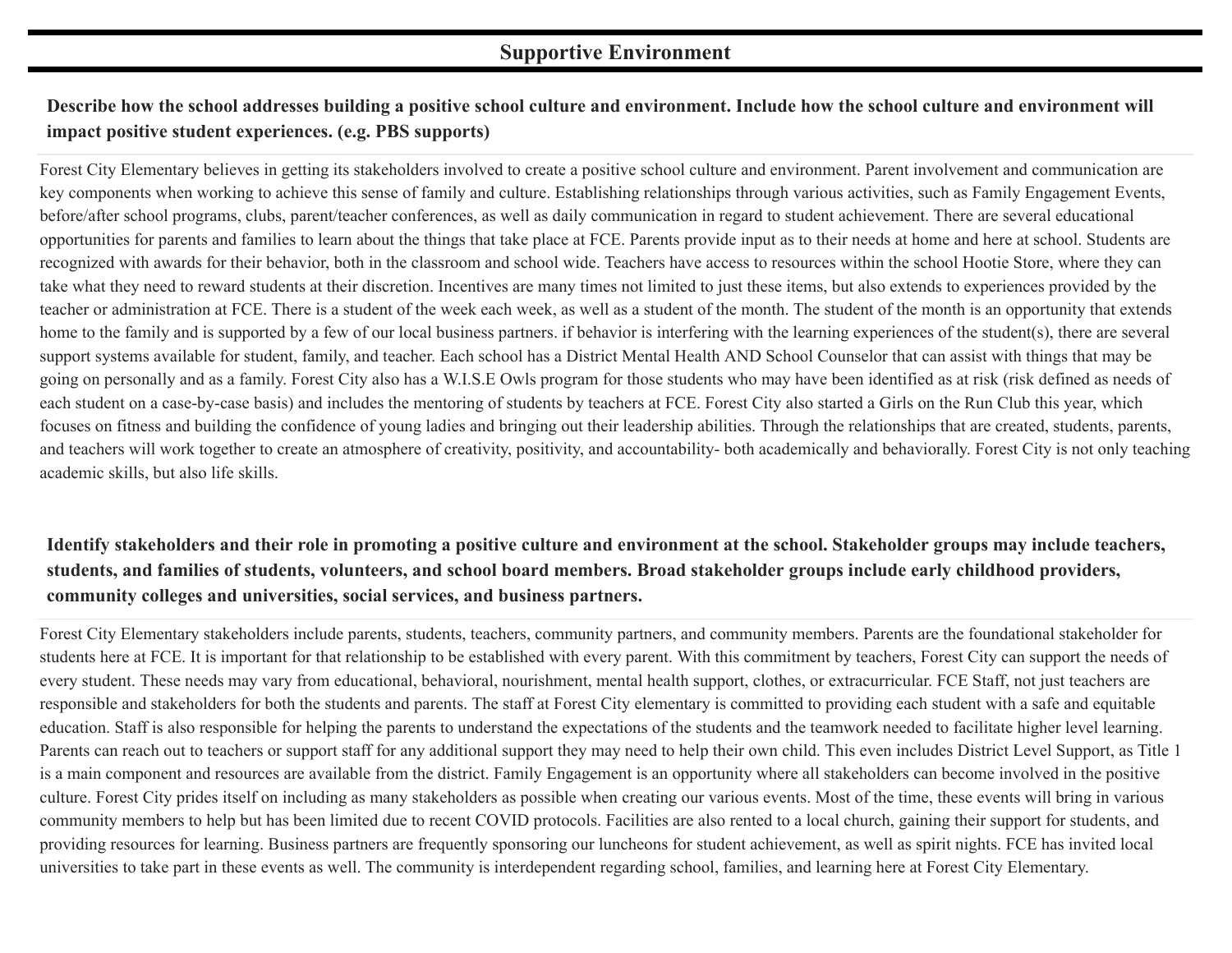## Supportive Environment

**Describe how the school addresses building a positive school culture and environment. Include how the school culture and environment will impact positive student experiences. (e.g. PBS supports)**

Forest City Elementary believes in getting its stakeholders involved to create a positive school culture and environment. Parent involvement and communication are key components when working to achieve this sense of family and culture. Establishing relationships through various activities, such as Family Engagement Events, before/after school programs, clubs, parent/teacher conferences, as well as daily communication in regard to student achievement. There are several educational opportunities for parents and families to learn about the things that take place at FCE. Parents provide input as to their needs at home and here at school. Students are recognized with awards for their behavior, both in the classroom and school wide. Teachers have access to resources within the school Hootie Store, where they can take what they need to reward students at their discretion. Incentives are many times not limited to just these items, but also extends to experiences provided by the teacher or administration at FCE. There is a student of the week each week, as well as a student of the month. The student of the month is an opportunity that extends home to the family and is supported by a few of our local business partners. if behavior is interfering with the learning experiences of the student(s), there are several support systems available for student, family, and teacher. Each school has a District Mental Health AND School Counselor that can assist with things that may be going on personally and as a family. Forest City also has a W.I.S.E Owls program for those students who may have been identified as at risk (risk defined as needs of each student on a case-by-case basis) and includes the mentoring of students by teachers at FCE. Forest City also started a Girls on the Run Club this year, which focuses on fitness and building the confidence of young ladies and bringing out their leadership abilities. Through the relationships that are created, students, parents, and teachers will work together to create an atmosphere of creativity, positivity, and accountability- both academically and behaviorally. Forest City is not only teaching academic skills, but also life skills.

**Identify stakeholders and their role in promoting a positive culture and environment at the school. Stakeholder groups may include teachers, students, and families of students, volunteers, and school board members. Broad stakeholder groups include early childhood providers, community colleges and universities, social services, and business partners.**

Forest City Elementary stakeholders include parents, students, teachers, community partners, and community members. Parents are the foundational stakeholder for students here at FCE. It is important for that relationship to be established with every parent. With this commitment by teachers, Forest City can support the needs of every student. These needs may vary from educational, behavioral, nourishment, mental health support, clothes, or extracurricular. FCE Staff, not just teachers are responsible and stakeholders for both the students and parents. The staff at Forest City elementary is committed to providing each student with a safe and equitable education. Staff is also responsible for helping the parents to understand the expectations of the students and the teamwork needed to facilitate higher level learning. Parents can reach out to teachers or support staff for any additional support they may need to help their own child. This even includes District Level Support, as Title 1 is a main component and resources are available from the district. Family Engagement is an opportunity where all stakeholders can become involved in the positive culture. Forest City prides itself on including as many stakeholders as possible when creating our various events. Most of the time, these events will bring in various community members to help but has been limited due to recent COVID protocols. Facilities are also rented to a local church, gaining their support for students, and providing resources for learning. Business partners are frequently sponsoring our luncheons for student achievement, as well as spirit nights. FCE has invited local universities to take part in these events as well. The community is interdependent regarding school, families, and learning here at Forest City Elementary.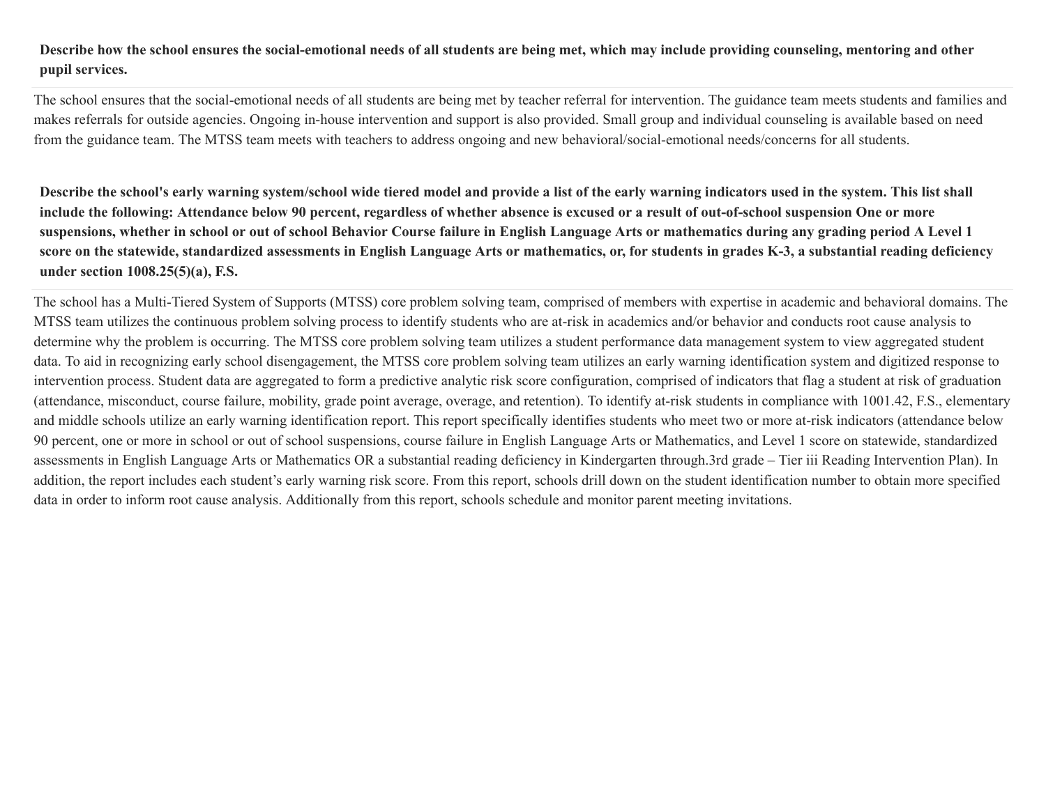**Describe how the school ensures the social-emotional needs of all students are being met, which may include providing counseling, mentoring and other pupil services.**

The school ensures that the social-emotional needs of all students are being met by teacher referral for intervention. The guidance team meets students and families and makes referrals for outside agencies. Ongoing in-house intervention and support is also provided. Small group and individual counseling is available based on need from the guidance team. The MTSS team meets with teachers to address ongoing and new behavioral/social-emotional needs/concerns for all students.

**Describe the school's early warning system/school wide tiered model and provide a list of the early warning indicators used in the system. This list shall include the following: Attendance below 90 percent, regardless of whether absence is excused or a result of out-of-school suspension One or more suspensions, whether in school or out of school Behavior Course failure in English Language Arts or mathematics during any grading period A Level 1 score on the statewide, standardized assessments in English Language Arts or mathematics, or, for students in grades K-3, a substantial reading deficiency under section 1008.25(5)(a), F.S.**

The school has a Multi-Tiered System of Supports (MTSS) core problem solving team, comprised of members with expertise in academic and behavioral domains. The MTSS team utilizes the continuous problem solving process to identify students who are at-risk in academics and/or behavior and conducts root cause analysis to determine why the problem is occurring. The MTSS core problem solving team utilizes a student performance data management system to view aggregated student data. To aid in recognizing early school disengagement, the MTSS core problem solving team utilizes an early warning identification system and digitized response to intervention process. Student data are aggregated to form a predictive analytic risk score configuration, comprised of indicators that flag a student at risk of graduation (attendance, misconduct, course failure, mobility, grade point average, overage, and retention). To identify at-risk students in compliance with 1001.42, F.S., elementary and middle schools utilize an early warning identification report. This report specifically identifies students who meet two or more at-risk indicators (attendance below 90 percent, one or more in school or out of school suspensions, course failure in English Language Arts or Mathematics, and Level 1 score on statewide, standardized assessments in English Language Arts or Mathematics OR a substantial reading deficiency in Kindergarten through.3rd grade – Tier iii Reading Intervention Plan). In addition, the report includes each student's early warning risk score. From this report, schools drill down on the student identification number to obtain more specified data in order to inform root cause analysis. Additionally from this report, schools schedule and monitor parent meeting invitations.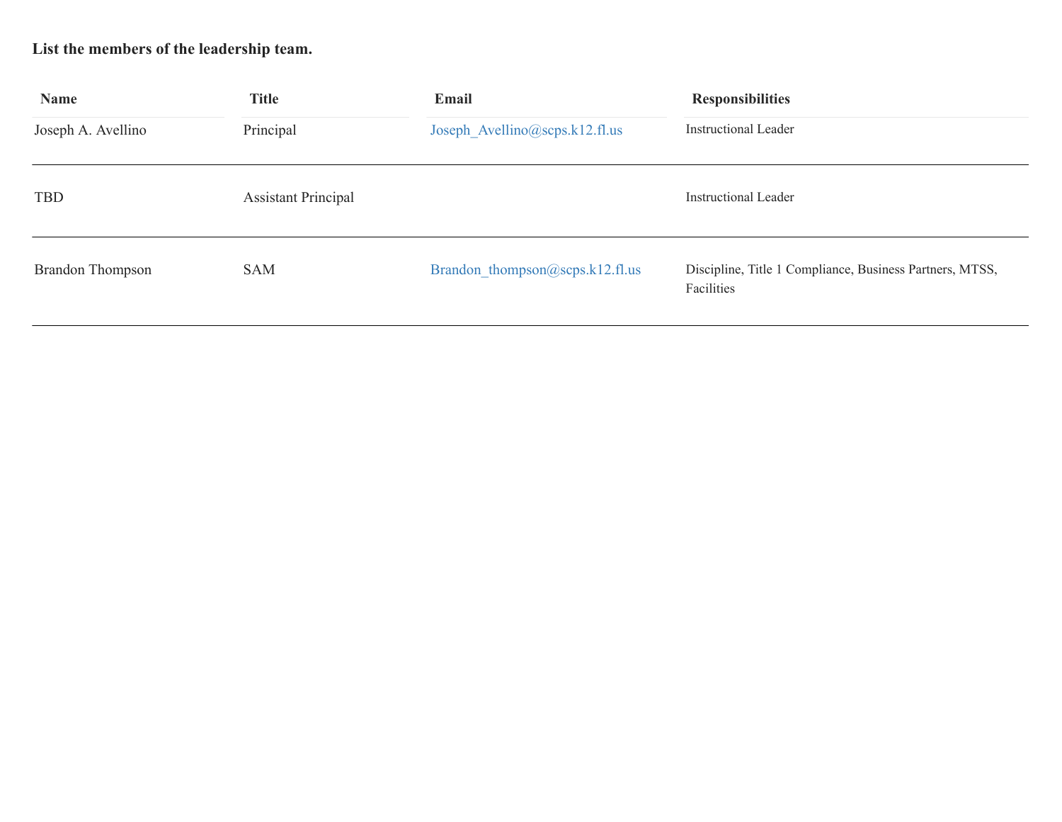**List the members of the leadership team.**

| Name | Title | Email | Responsibilities |
| --- | --- | --- | --- |
| Joseph A. Avellino | Principal | Joseph_Avellino@scps.k12.fl.us | Instructional Leader |
| TBD | Assistant Principal | | Instructional Leader |
| Brandon Thompson | SAM | Brandon_thompson@scps.k12.fl.us | Discipline, Title 1 Compliance, Business Partners, MTSS, Facilities |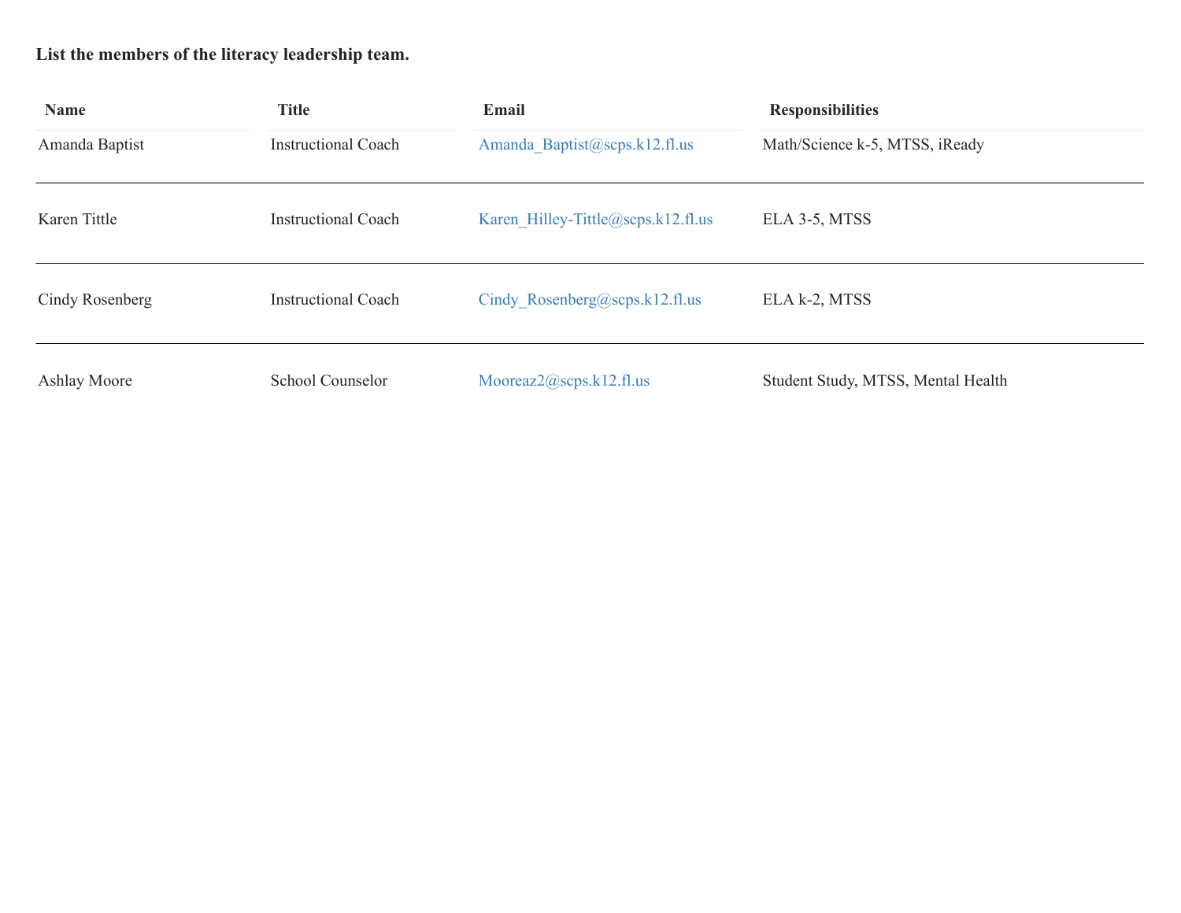**List the members of the literacy leadership team.**

| Name | Title | Email | Responsibilities |
|---|---|---|---|
| Amanda Baptist | Instructional Coach | Amanda_Baptist@scps.k12.fl.us | Math/Science k-5, MTSS, iReady |
| Karen Tittle | Instructional Coach | Karen_Hilley-Tittle@scps.k12.fl.us | ELA 3-5, MTSS |
| Cindy Rosenberg | Instructional Coach | Cindy_Rosenberg@scps.k12.fl.us | ELA k-2, MTSS |
| Ashlay Moore | School Counselor | Mooreaz2@scps.k12.fl.us | Student Study, MTSS, Mental Health |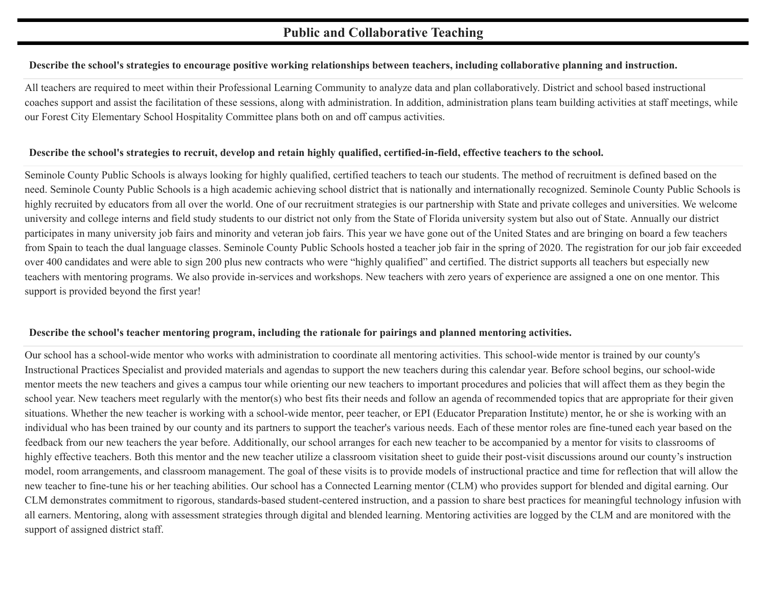# Public and Collaborative Teaching

**Describe the school's strategies to encourage positive working relationships between teachers, including collaborative planning and instruction.**

All teachers are required to meet within their Professional Learning Community to analyze data and plan collaboratively. District and school based instructional coaches support and assist the facilitation of these sessions, along with administration. In addition, administration plans team building activities at staff meetings, while our Forest City Elementary School Hospitality Committee plans both on and off campus activities.

**Describe the school's strategies to recruit, develop and retain highly qualified, certified-in-field, effective teachers to the school.**

Seminole County Public Schools is always looking for highly qualified, certified teachers to teach our students. The method of recruitment is defined based on the need. Seminole County Public Schools is a high academic achieving school district that is nationally and internationally recognized. Seminole County Public Schools is highly recruited by educators from all over the world. One of our recruitment strategies is our partnership with State and private colleges and universities. We welcome university and college interns and field study students to our district not only from the State of Florida university system but also out of State. Annually our district participates in many university job fairs and minority and veteran job fairs. This year we have gone out of the United States and are bringing on board a few teachers from Spain to teach the dual language classes. Seminole County Public Schools hosted a teacher job fair in the spring of 2020. The registration for our job fair exceeded over 400 candidates and were able to sign 200 plus new contracts who were "highly qualified" and certified. The district supports all teachers but especially new teachers with mentoring programs. We also provide in-services and workshops. New teachers with zero years of experience are assigned a one on one mentor. This support is provided beyond the first year!

**Describe the school's teacher mentoring program, including the rationale for pairings and planned mentoring activities.**

Our school has a school-wide mentor who works with administration to coordinate all mentoring activities. This school-wide mentor is trained by our county's Instructional Practices Specialist and provided materials and agendas to support the new teachers during this calendar year. Before school begins, our school-wide mentor meets the new teachers and gives a campus tour while orienting our new teachers to important procedures and policies that will affect them as they begin the school year. New teachers meet regularly with the mentor(s) who best fits their needs and follow an agenda of recommended topics that are appropriate for their given situations. Whether the new teacher is working with a school-wide mentor, peer teacher, or EPI (Educator Preparation Institute) mentor, he or she is working with an individual who has been trained by our county and its partners to support the teacher's various needs. Each of these mentor roles are fine-tuned each year based on the feedback from our new teachers the year before. Additionally, our school arranges for each new teacher to be accompanied by a mentor for visits to classrooms of highly effective teachers. Both this mentor and the new teacher utilize a classroom visitation sheet to guide their post-visit discussions around our county's instruction model, room arrangements, and classroom management. The goal of these visits is to provide models of instructional practice and time for reflection that will allow the new teacher to fine-tune his or her teaching abilities. Our school has a Connected Learning mentor (CLM) who provides support for blended and digital earning. Our CLM demonstrates commitment to rigorous, standards-based student-centered instruction, and a passion to share best practices for meaningful technology infusion with all earners. Mentoring, along with assessment strategies through digital and blended learning. Mentoring activities are logged by the CLM and are monitored with the support of assigned district staff.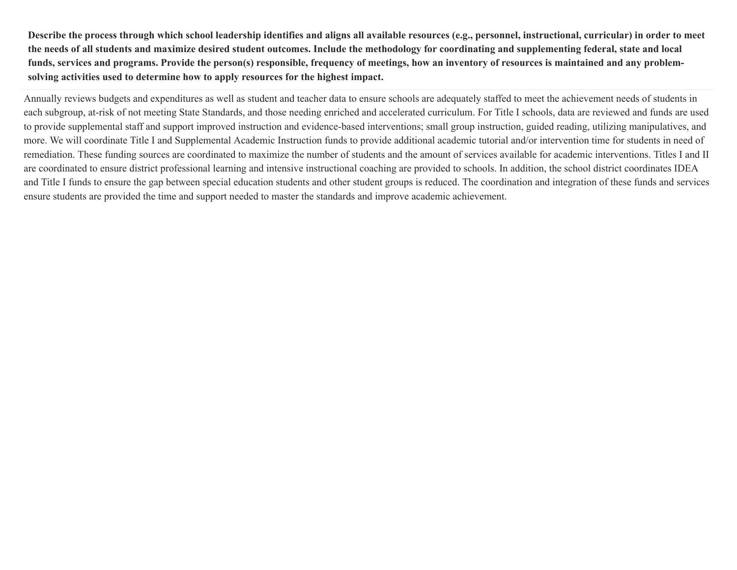**Describe the process through which school leadership identifies and aligns all available resources (e.g., personnel, instructional, curricular) in order to meet the needs of all students and maximize desired student outcomes. Include the methodology for coordinating and supplementing federal, state and local funds, services and programs. Provide the person(s) responsible, frequency of meetings, how an inventory of resources is maintained and any problem-solving activities used to determine how to apply resources for the highest impact.**

Annually reviews budgets and expenditures as well as student and teacher data to ensure schools are adequately staffed to meet the achievement needs of students in each subgroup, at-risk of not meeting State Standards, and those needing enriched and accelerated curriculum. For Title I schools, data are reviewed and funds are used to provide supplemental staff and support improved instruction and evidence-based interventions; small group instruction, guided reading, utilizing manipulatives, and more. We will coordinate Title I and Supplemental Academic Instruction funds to provide additional academic tutorial and/or intervention time for students in need of remediation. These funding sources are coordinated to maximize the number of students and the amount of services available for academic interventions. Titles I and II are coordinated to ensure district professional learning and intensive instructional coaching are provided to schools. In addition, the school district coordinates IDEA and Title I funds to ensure the gap between special education students and other student groups is reduced. The coordination and integration of these funds and services ensure students are provided the time and support needed to master the standards and improve academic achievement.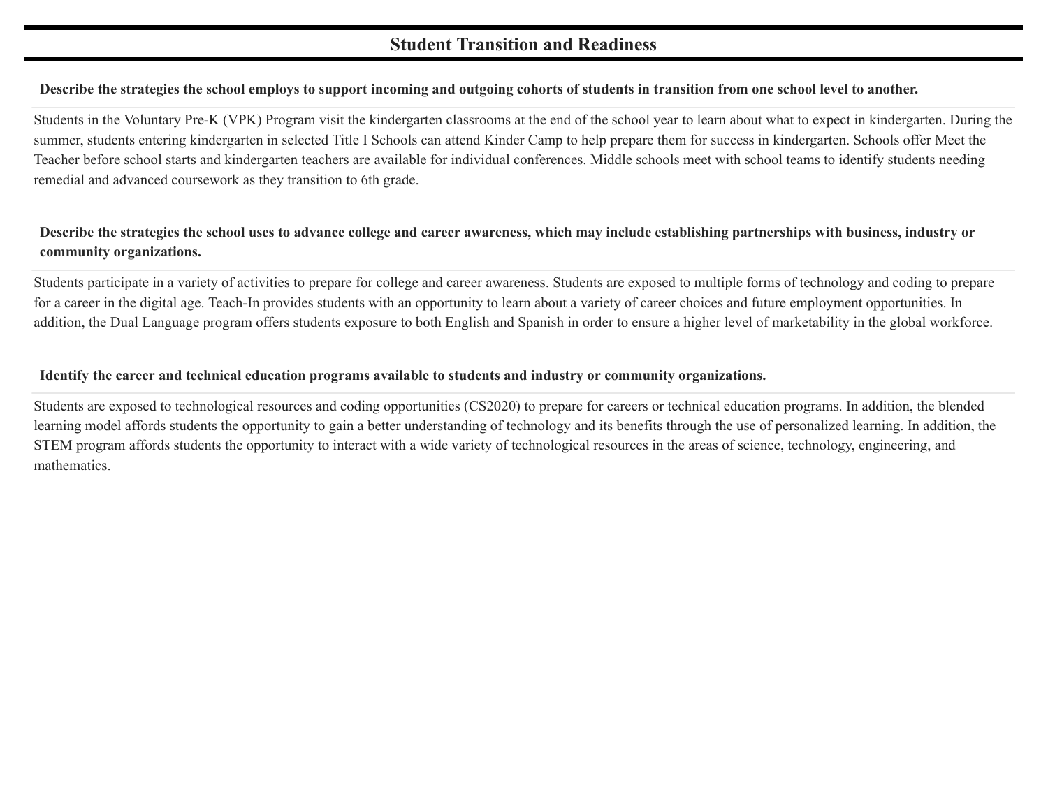## Student Transition and Readiness

**Describe the strategies the school employs to support incoming and outgoing cohorts of students in transition from one school level to another.**

Students in the Voluntary Pre-K (VPK) Program visit the kindergarten classrooms at the end of the school year to learn about what to expect in kindergarten. During the summer, students entering kindergarten in selected Title I Schools can attend Kinder Camp to help prepare them for success in kindergarten. Schools offer Meet the Teacher before school starts and kindergarten teachers are available for individual conferences. Middle schools meet with school teams to identify students needing remedial and advanced coursework as they transition to 6th grade.

**Describe the strategies the school uses to advance college and career awareness, which may include establishing partnerships with business, industry or community organizations.**

Students participate in a variety of activities to prepare for college and career awareness. Students are exposed to multiple forms of technology and coding to prepare for a career in the digital age. Teach-In provides students with an opportunity to learn about a variety of career choices and future employment opportunities. In addition, the Dual Language program offers students exposure to both English and Spanish in order to ensure a higher level of marketability in the global workforce.

**Identify the career and technical education programs available to students and industry or community organizations.**

Students are exposed to technological resources and coding opportunities (CS2020) to prepare for careers or technical education programs. In addition, the blended learning model affords students the opportunity to gain a better understanding of technology and its benefits through the use of personalized learning. In addition, the STEM program affords students the opportunity to interact with a wide variety of technological resources in the areas of science, technology, engineering, and mathematics.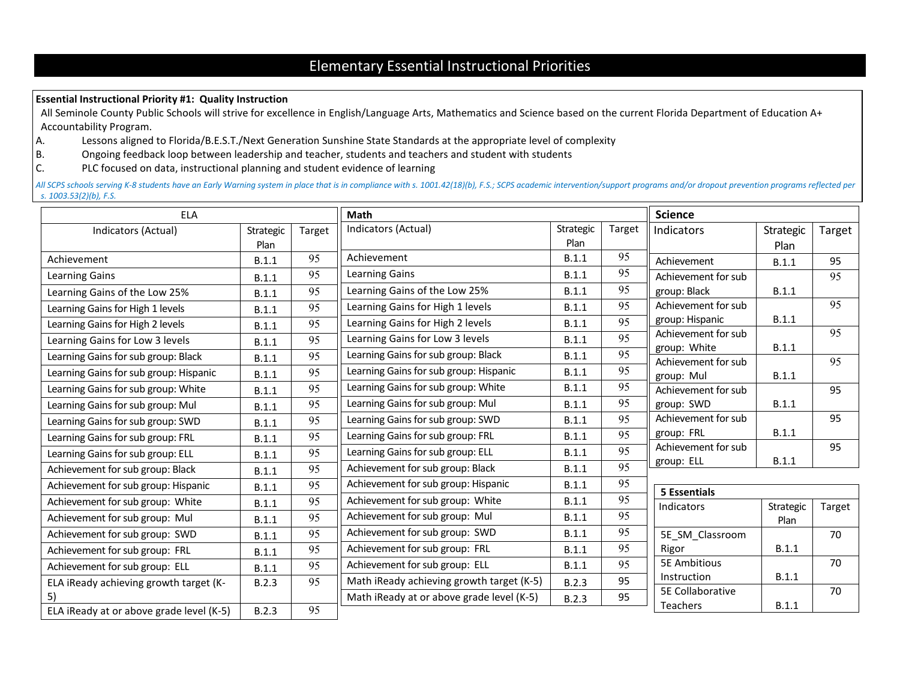# Elementary Essential Instructional Priorities

**Essential Instructional Priority #1: Quality Instruction**

All Seminole County Public Schools will strive for excellence in English/Language Arts, Mathematics and Science based on the current Florida Department of Education A+ Accountability Program.

A. Lessons aligned to Florida/B.E.S.T./Next Generation Sunshine State Standards at the appropriate level of complexity
B. Ongoing feedback loop between leadership and teacher, students and teachers and student with students
C. PLC focused on data, instructional planning and student evidence of learning

*All SCPS schools serving K-8 students have an Early Warning system in place that is in compliance with s. 1001.42(18)(b), F.S.; SCPS academic intervention/support programs and/or dropout prevention programs reflected per s. 1003.53(2)(b), F.S.*

**ELA**

| Indicators (Actual) | Strategic Plan | Target |
|---|---|---|
| Achievement | B.1.1 | 95 |
| Learning Gains | B.1.1 | 95 |
| Learning Gains of the Low 25% | B.1.1 | 95 |
| Learning Gains for High 1 levels | B.1.1 | 95 |
| Learning Gains for High 2 levels | B.1.1 | 95 |
| Learning Gains for Low 3 levels | B.1.1 | 95 |
| Learning Gains for sub group: Black | B.1.1 | 95 |
| Learning Gains for sub group: Hispanic | B.1.1 | 95 |
| Learning Gains for sub group: White | B.1.1 | 95 |
| Learning Gains for sub group: Mul | B.1.1 | 95 |
| Learning Gains for sub group: SWD | B.1.1 | 95 |
| Learning Gains for sub group: FRL | B.1.1 | 95 |
| Learning Gains for sub group: ELL | B.1.1 | 95 |
| Achievement for sub group: Black | B.1.1 | 95 |
| Achievement for sub group: Hispanic | B.1.1 | 95 |
| Achievement for sub group: White | B.1.1 | 95 |
| Achievement for sub group: Mul | B.1.1 | 95 |
| Achievement for sub group: SWD | B.1.1 | 95 |
| Achievement for sub group: FRL | B.1.1 | 95 |
| Achievement for sub group: ELL | B.1.1 | 95 |
| ELA iReady achieving growth target (K-5) | B.2.3 | 95 |
| ELA iReady at or above grade level (K-5) | B.2.3 | 95 |

**Math**

| Indicators (Actual) | Strategic Plan | Target |
|---|---|---|
| Achievement | B.1.1 | 95 |
| Learning Gains | B.1.1 | 95 |
| Learning Gains of the Low 25% | B.1.1 | 95 |
| Learning Gains for High 1 levels | B.1.1 | 95 |
| Learning Gains for High 2 levels | B.1.1 | 95 |
| Learning Gains for Low 3 levels | B.1.1 | 95 |
| Learning Gains for sub group: Black | B.1.1 | 95 |
| Learning Gains for sub group: Hispanic | B.1.1 | 95 |
| Learning Gains for sub group: White | B.1.1 | 95 |
| Learning Gains for sub group: Mul | B.1.1 | 95 |
| Learning Gains for sub group: SWD | B.1.1 | 95 |
| Learning Gains for sub group: FRL | B.1.1 | 95 |
| Learning Gains for sub group: ELL | B.1.1 | 95 |
| Achievement for sub group: Black | B.1.1 | 95 |
| Achievement for sub group: Hispanic | B.1.1 | 95 |
| Achievement for sub group: White | B.1.1 | 95 |
| Achievement for sub group: Mul | B.1.1 | 95 |
| Achievement for sub group: SWD | B.1.1 | 95 |
| Achievement for sub group: FRL | B.1.1 | 95 |
| Achievement for sub group: ELL | B.1.1 | 95 |
| Math iReady achieving growth target (K-5) | B.2.3 | 95 |
| Math iReady at or above grade level (K-5) | B.2.3 | 95 |

**Science**

| Indicators | Strategic Plan | Target |
|---|---|---|
| Achievement | B.1.1 | 95 |
| Achievement for sub group: Black | B.1.1 | 95 |
| Achievement for sub group: Hispanic | B.1.1 | 95 |
| Achievement for sub group: White | B.1.1 | 95 |
| Achievement for sub group: Mul | B.1.1 | 95 |
| Achievement for sub group: SWD | B.1.1 | 95 |
| Achievement for sub group: FRL | B.1.1 | 95 |
| Achievement for sub group: ELL | B.1.1 | 95 |

**5 Essentials**

| Indicators | Strategic Plan | Target |
|---|---|---|
| 5E_SM_Classroom Rigor | B.1.1 | 70 |
| 5E Ambitious Instruction | B.1.1 | 70 |
| 5E Collaborative Teachers | B.1.1 | 70 |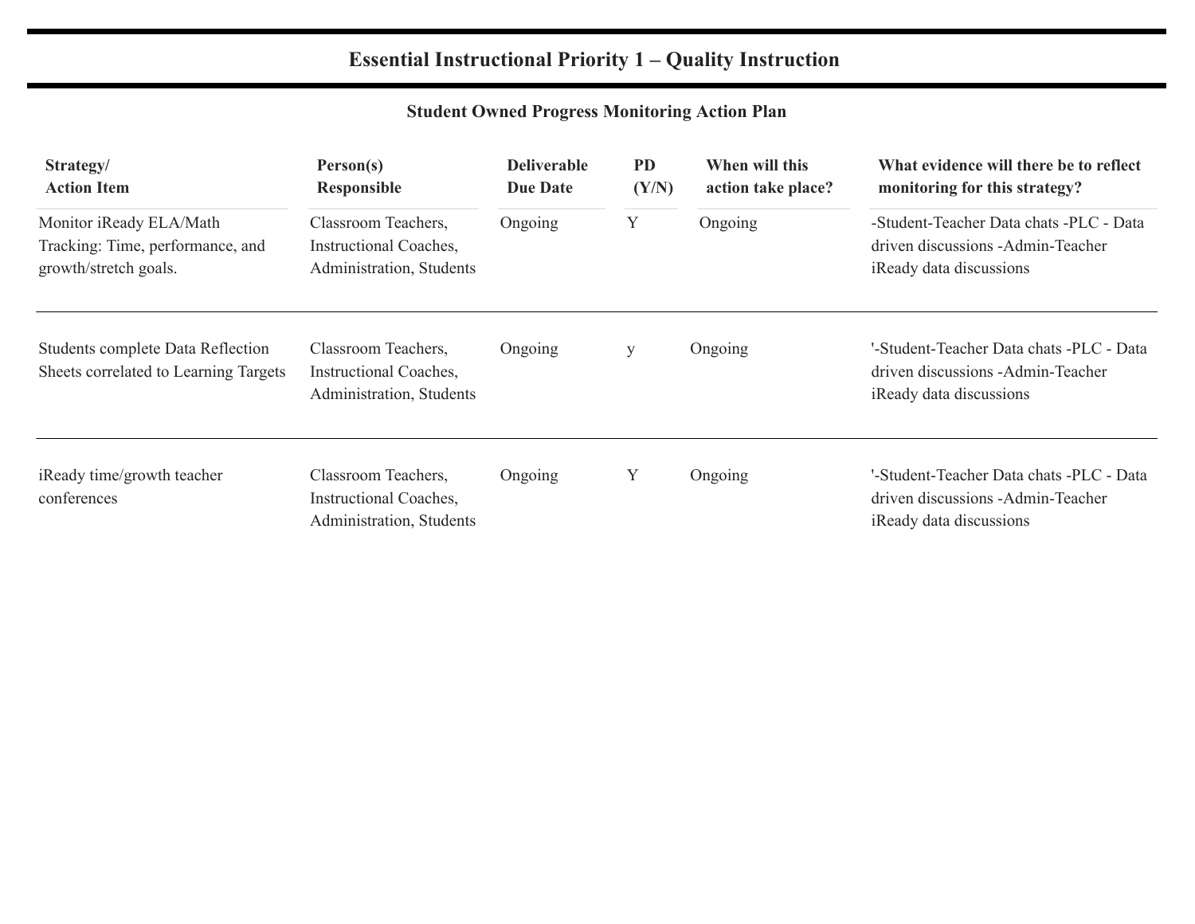# Essential Instructional Priority 1 – Quality Instruction

## Student Owned Progress Monitoring Action Plan

| Strategy/ Action Item | Person(s) Responsible | Deliverable Due Date | PD (Y/N) | When will this action take place? | What evidence will there be to reflect monitoring for this strategy? |
|---|---|---|---|---|---|
| Monitor iReady ELA/Math Tracking: Time, performance, and growth/stretch goals. | Classroom Teachers, Instructional Coaches, Administration, Students | Ongoing | Y | Ongoing | -Student-Teacher Data chats -PLC - Data driven discussions -Admin-Teacher iReady data discussions |
| Students complete Data Reflection Sheets correlated to Learning Targets | Classroom Teachers, Instructional Coaches, Administration, Students | Ongoing | y | Ongoing | '-Student-Teacher Data chats -PLC - Data driven discussions -Admin-Teacher iReady data discussions |
| iReady time/growth teacher conferences | Classroom Teachers, Instructional Coaches, Administration, Students | Ongoing | Y | Ongoing | '-Student-Teacher Data chats -PLC - Data driven discussions -Admin-Teacher iReady data discussions |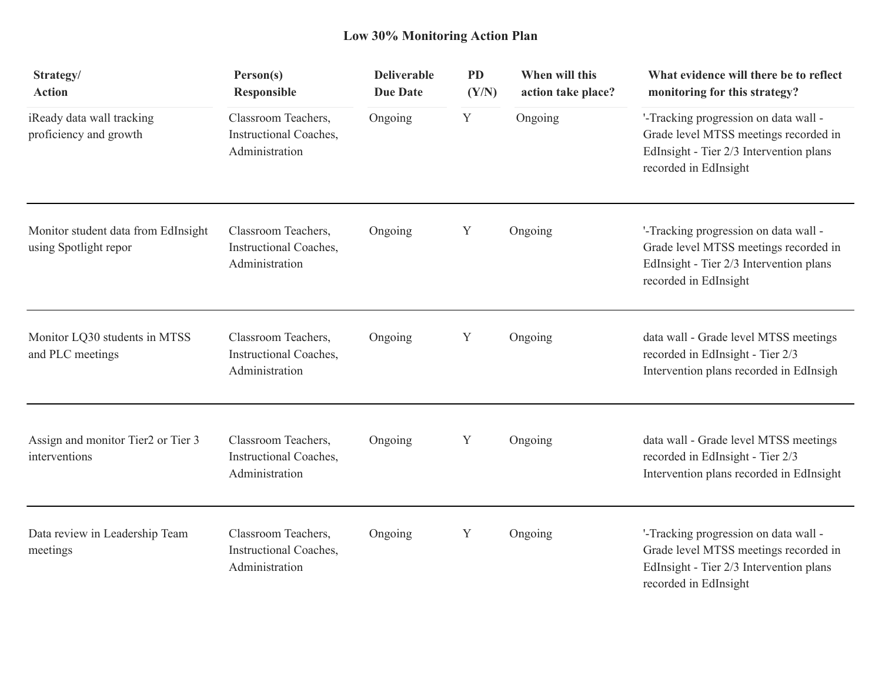## Low 30% Monitoring Action Plan

| Strategy/ Action | Person(s) Responsible | Deliverable Due Date | PD (Y/N) | When will this action take place? | What evidence will there be to reflect monitoring for this strategy? |
|---|---|---|---|---|---|
| iReady data wall tracking proficiency and growth | Classroom Teachers, Instructional Coaches, Administration | Ongoing | Y | Ongoing | '-Tracking progression on data wall - Grade level MTSS meetings recorded in EdInsight - Tier 2/3 Intervention plans recorded in EdInsight |
| Monitor student data from EdInsight using Spotlight repor | Classroom Teachers, Instructional Coaches, Administration | Ongoing | Y | Ongoing | '-Tracking progression on data wall - Grade level MTSS meetings recorded in EdInsight - Tier 2/3 Intervention plans recorded in EdInsight |
| Monitor LQ30 students in MTSS and PLC meetings | Classroom Teachers, Instructional Coaches, Administration | Ongoing | Y | Ongoing | data wall - Grade level MTSS meetings recorded in EdInsight - Tier 2/3 Intervention plans recorded in EdInsigh |
| Assign and monitor Tier2 or Tier 3 interventions | Classroom Teachers, Instructional Coaches, Administration | Ongoing | Y | Ongoing | data wall - Grade level MTSS meetings recorded in EdInsight - Tier 2/3 Intervention plans recorded in EdInsight |
| Data review in Leadership Team meetings | Classroom Teachers, Instructional Coaches, Administration | Ongoing | Y | Ongoing | '-Tracking progression on data wall - Grade level MTSS meetings recorded in EdInsight - Tier 2/3 Intervention plans recorded in EdInsight |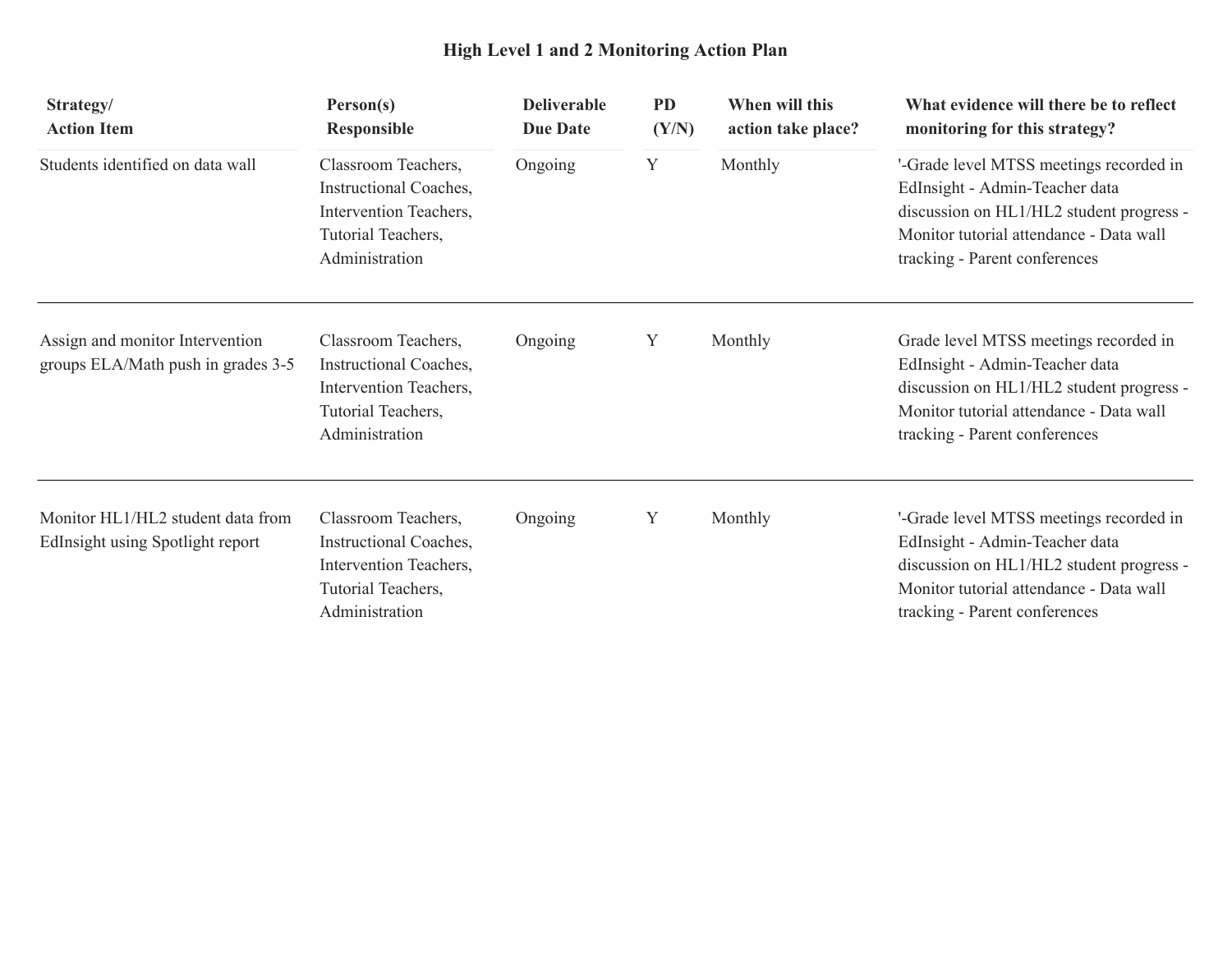**High Level 1 and 2 Monitoring Action Plan**

| Strategy/ Action Item | Person(s) Responsible | Deliverable Due Date | PD (Y/N) | When will this action take place? | What evidence will there be to reflect monitoring for this strategy? |
|---|---|---|---|---|---|
| Students identified on data wall | Classroom Teachers, Instructional Coaches, Intervention Teachers, Tutorial Teachers, Administration | Ongoing | Y | Monthly | '-Grade level MTSS meetings recorded in EdInsight - Admin-Teacher data discussion on HL1/HL2 student progress - Monitor tutorial attendance - Data wall tracking - Parent conferences |
| Assign and monitor Intervention groups ELA/Math push in grades 3-5 | Classroom Teachers, Instructional Coaches, Intervention Teachers, Tutorial Teachers, Administration | Ongoing | Y | Monthly | Grade level MTSS meetings recorded in EdInsight - Admin-Teacher data discussion on HL1/HL2 student progress - Monitor tutorial attendance - Data wall tracking - Parent conferences |
| Monitor HL1/HL2 student data from EdInsight using Spotlight report | Classroom Teachers, Instructional Coaches, Intervention Teachers, Tutorial Teachers, Administration | Ongoing | Y | Monthly | '-Grade level MTSS meetings recorded in EdInsight - Admin-Teacher data discussion on HL1/HL2 student progress - Monitor tutorial attendance - Data wall tracking - Parent conferences |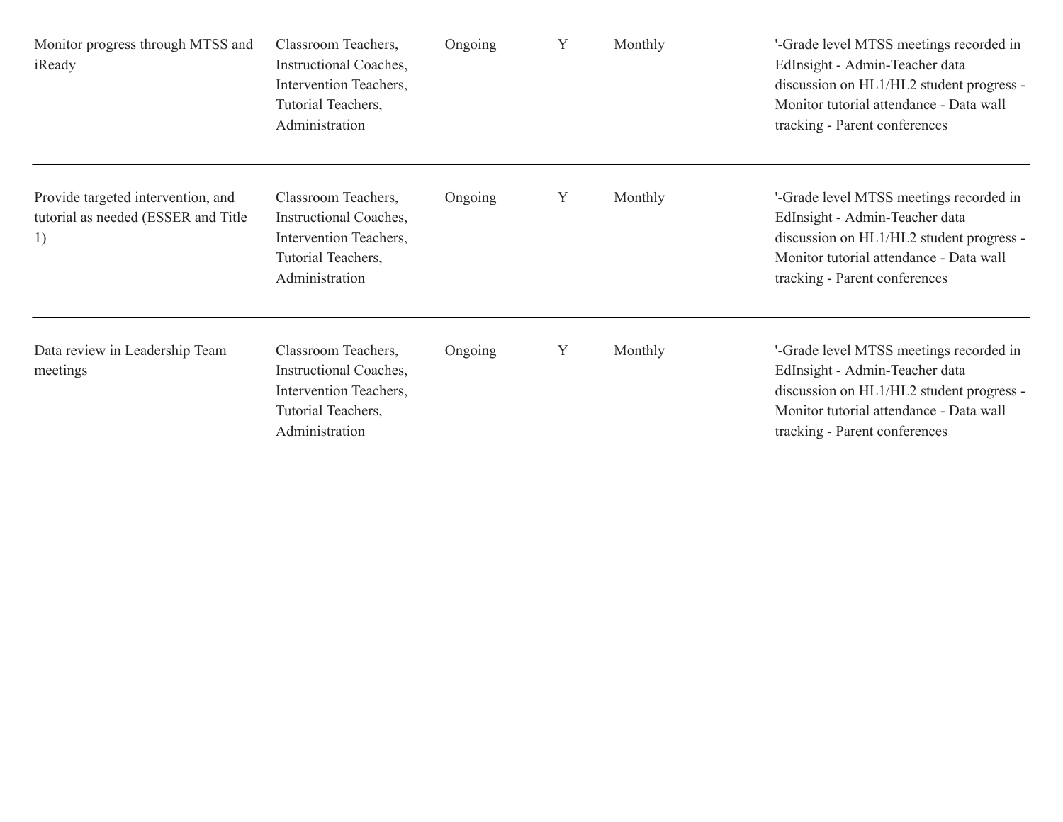| | | | | | |
|---|---|---|---|---|---|
| Monitor progress through MTSS and iReady | Classroom Teachers, Instructional Coaches, Intervention Teachers, Tutorial Teachers, Administration | Ongoing | Y | Monthly | '-Grade level MTSS meetings recorded in EdInsight - Admin-Teacher data discussion on HL1/HL2 student progress - Monitor tutorial attendance - Data wall tracking - Parent conferences |
| Provide targeted intervention, and tutorial as needed (ESSER and Title 1) | Classroom Teachers, Instructional Coaches, Intervention Teachers, Tutorial Teachers, Administration | Ongoing | Y | Monthly | '-Grade level MTSS meetings recorded in EdInsight - Admin-Teacher data discussion on HL1/HL2 student progress - Monitor tutorial attendance - Data wall tracking - Parent conferences |
| Data review in Leadership Team meetings | Classroom Teachers, Instructional Coaches, Intervention Teachers, Tutorial Teachers, Administration | Ongoing | Y | Monthly | '-Grade level MTSS meetings recorded in EdInsight - Admin-Teacher data discussion on HL1/HL2 student progress - Monitor tutorial attendance - Data wall tracking - Parent conferences |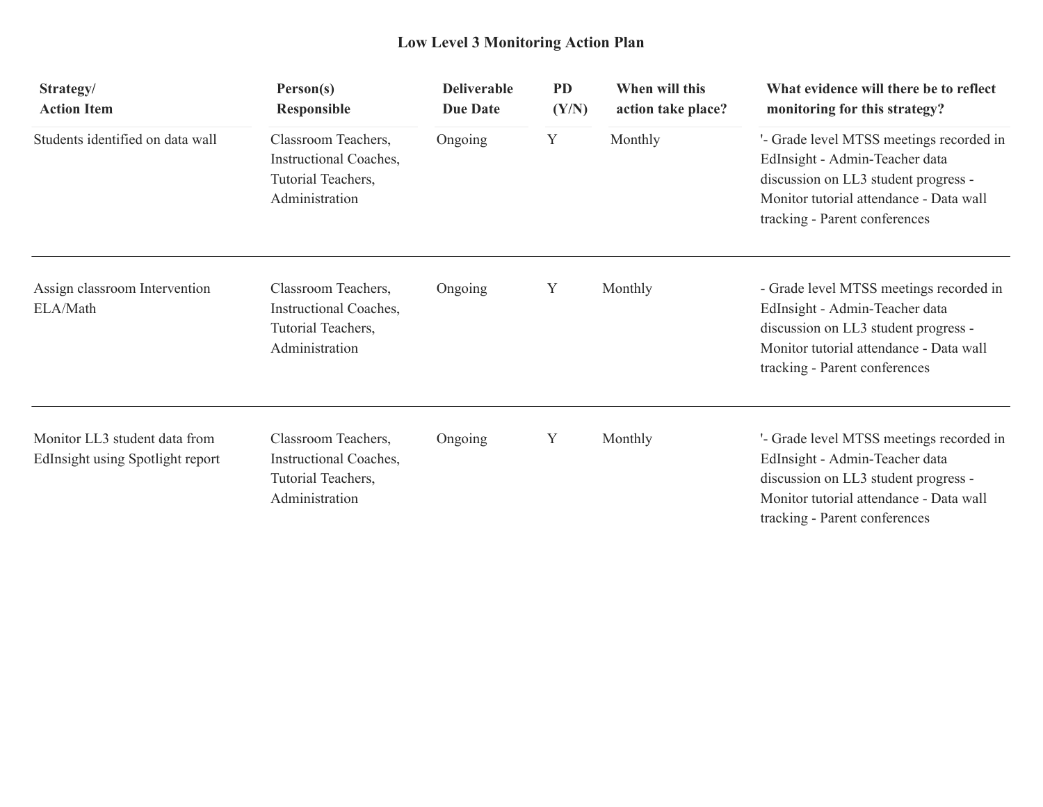**Low Level 3 Monitoring Action Plan**

| Strategy/ Action Item | Person(s) Responsible | Deliverable Due Date | PD (Y/N) | When will this action take place? | What evidence will there be to reflect monitoring for this strategy? |
|---|---|---|---|---|---|
| Students identified on data wall | Classroom Teachers, Instructional Coaches, Tutorial Teachers, Administration | Ongoing | Y | Monthly | '- Grade level MTSS meetings recorded in EdInsight - Admin-Teacher data discussion on LL3 student progress - Monitor tutorial attendance - Data wall tracking - Parent conferences |
| Assign classroom Intervention ELA/Math | Classroom Teachers, Instructional Coaches, Tutorial Teachers, Administration | Ongoing | Y | Monthly | - Grade level MTSS meetings recorded in EdInsight - Admin-Teacher data discussion on LL3 student progress - Monitor tutorial attendance - Data wall tracking - Parent conferences |
| Monitor LL3 student data from EdInsight using Spotlight report | Classroom Teachers, Instructional Coaches, Tutorial Teachers, Administration | Ongoing | Y | Monthly | '- Grade level MTSS meetings recorded in EdInsight - Admin-Teacher data discussion on LL3 student progress - Monitor tutorial attendance - Data wall tracking - Parent conferences |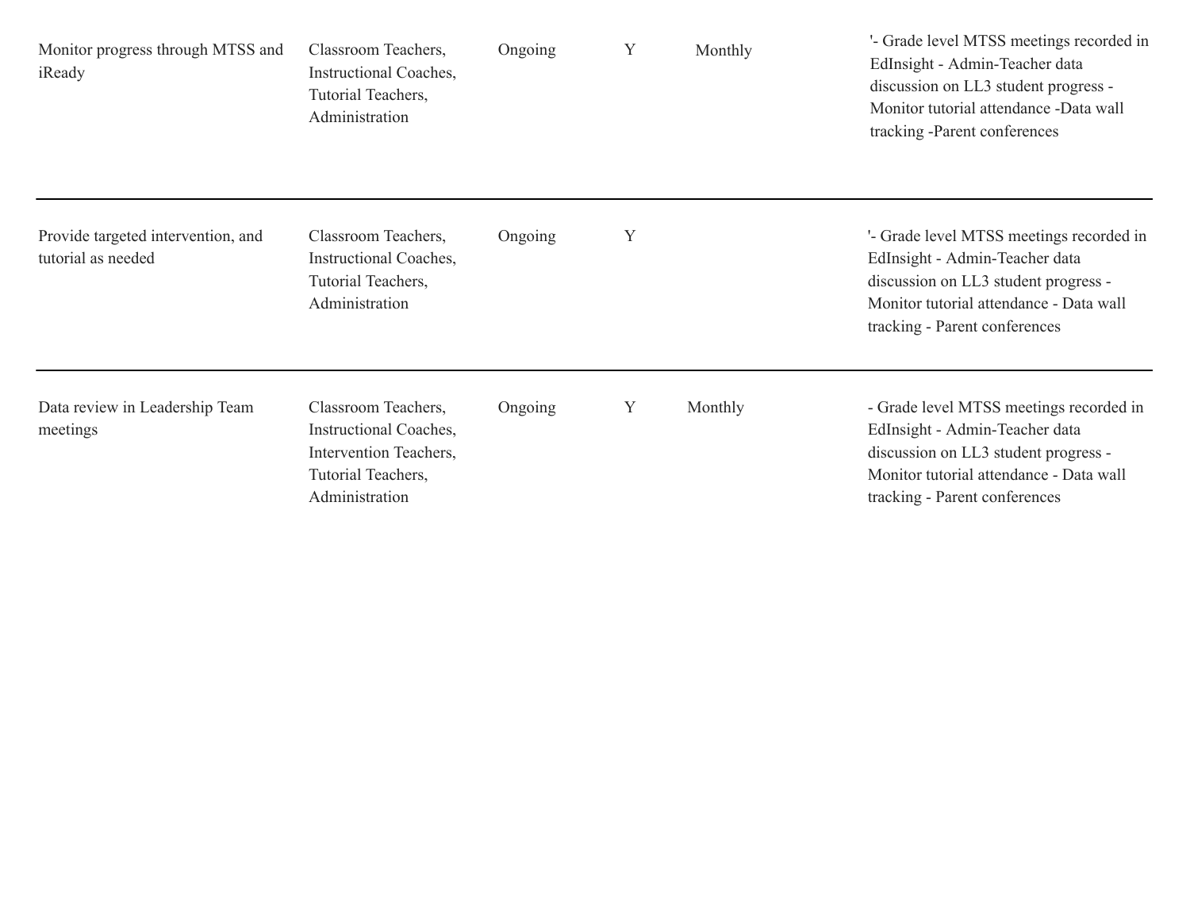| | | | | | |
|---|---|---|---|---|---|
| Monitor progress through MTSS and iReady | Classroom Teachers, Instructional Coaches, Tutorial Teachers, Administration | Ongoing | Y | Monthly | '- Grade level MTSS meetings recorded in EdInsight - Admin-Teacher data discussion on LL3 student progress - Monitor tutorial attendance -Data wall tracking -Parent conferences |
| Provide targeted intervention, and tutorial as needed | Classroom Teachers, Instructional Coaches, Tutorial Teachers, Administration | Ongoing | Y | | '- Grade level MTSS meetings recorded in EdInsight - Admin-Teacher data discussion on LL3 student progress - Monitor tutorial attendance - Data wall tracking - Parent conferences |
| Data review in Leadership Team meetings | Classroom Teachers, Instructional Coaches, Intervention Teachers, Tutorial Teachers, Administration | Ongoing | Y | Monthly | - Grade level MTSS meetings recorded in EdInsight - Admin-Teacher data discussion on LL3 student progress - Monitor tutorial attendance - Data wall tracking - Parent conferences |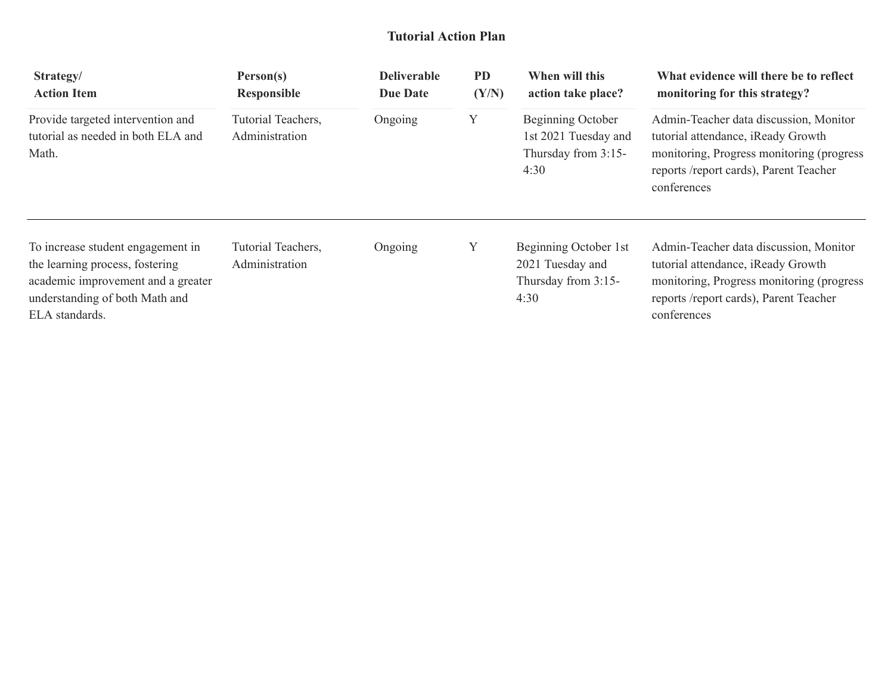## Tutorial Action Plan

| Strategy/ Action Item | Person(s) Responsible | Deliverable Due Date | PD (Y/N) | When will this action take place? | What evidence will there be to reflect monitoring for this strategy? |
|---|---|---|---|---|---|
| Provide targeted intervention and tutorial as needed in both ELA and Math. | Tutorial Teachers, Administration | Ongoing | Y | Beginning October 1st 2021 Tuesday and Thursday from 3:15-4:30 | Admin-Teacher data discussion, Monitor tutorial attendance, iReady Growth monitoring, Progress monitoring (progress reports /report cards), Parent Teacher conferences |
| To increase student engagement in the learning process, fostering academic improvement and a greater understanding of both Math and ELA standards. | Tutorial Teachers, Administration | Ongoing | Y | Beginning October 1st 2021 Tuesday and Thursday from 3:15-4:30 | Admin-Teacher data discussion, Monitor tutorial attendance, iReady Growth monitoring, Progress monitoring (progress reports /report cards), Parent Teacher conferences |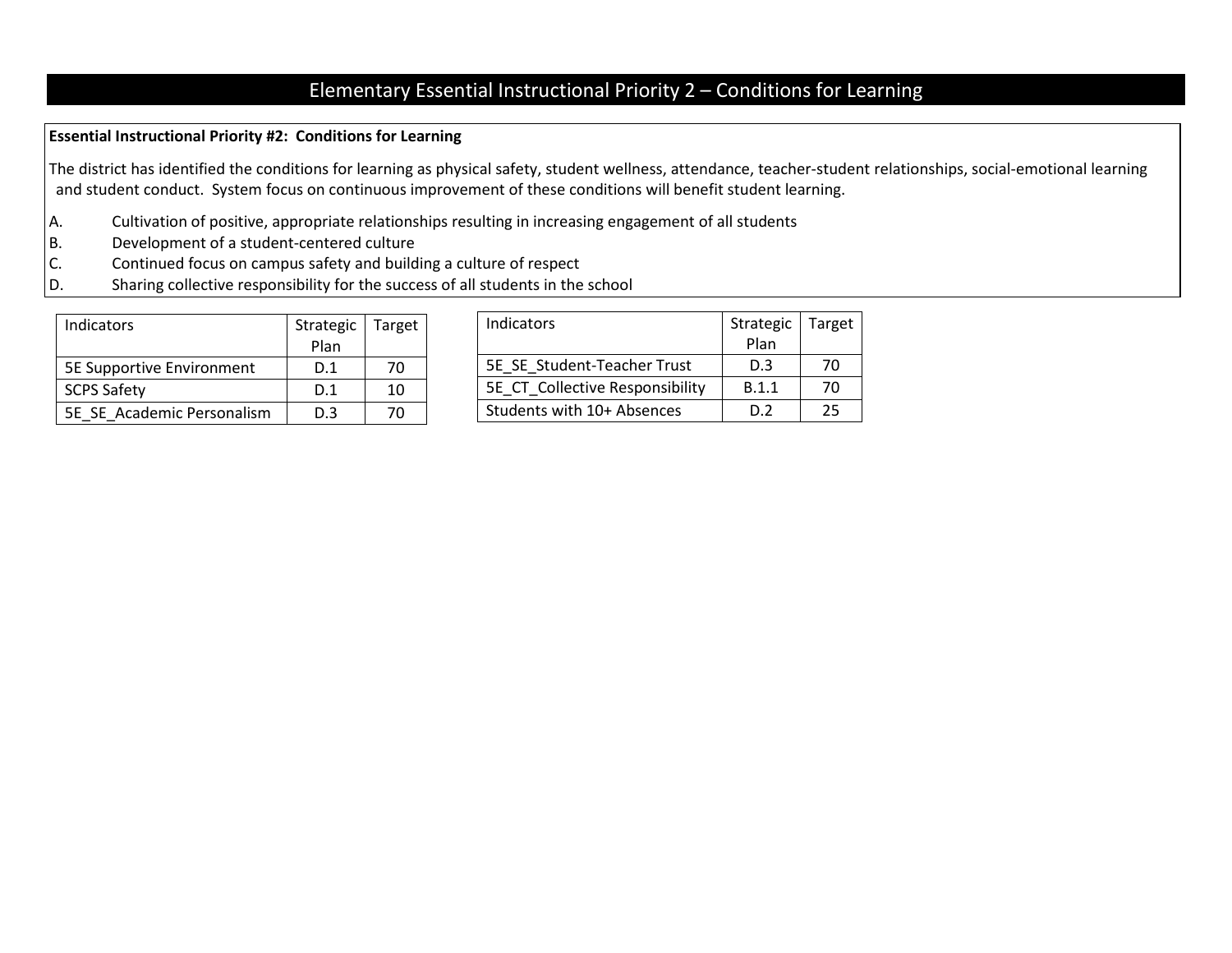# Elementary Essential Instructional Priority 2 – Conditions for Learning

**Essential Instructional Priority #2: Conditions for Learning**

The district has identified the conditions for learning as physical safety, student wellness, attendance, teacher-student relationships, social-emotional learning and student conduct. System focus on continuous improvement of these conditions will benefit student learning.

A. Cultivation of positive, appropriate relationships resulting in increasing engagement of all students
B. Development of a student-centered culture
C. Continued focus on campus safety and building a culture of respect
D. Sharing collective responsibility for the success of all students in the school

| Indicators | Strategic Plan | Target |
|---|---|---|
| 5E Supportive Environment | D.1 | 70 |
| SCPS Safety | D.1 | 10 |
| 5E_SE_Academic Personalism | D.3 | 70 |

| Indicators | Strategic Plan | Target |
|---|---|---|
| 5E_SE_Student-Teacher Trust | D.3 | 70 |
| 5E_CT_Collective Responsibility | B.1.1 | 70 |
| Students with 10+ Absences | D.2 | 25 |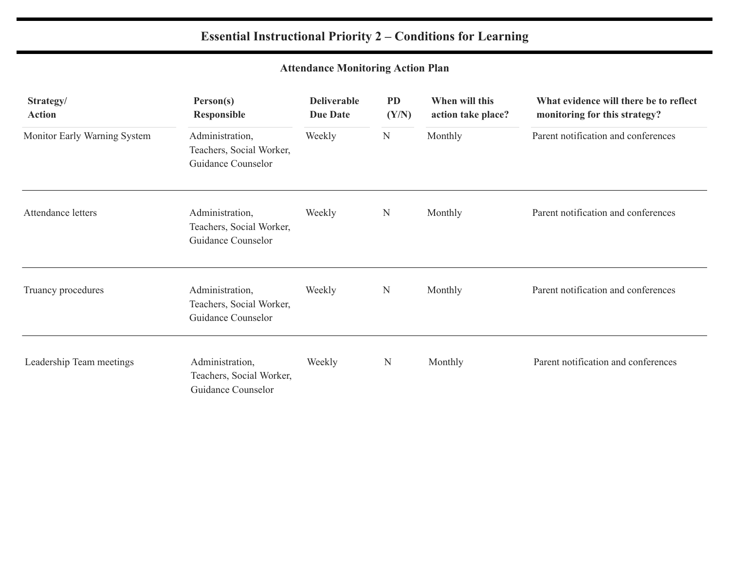## Essential Instructional Priority 2 – Conditions for Learning

### Attendance Monitoring Action Plan

| Strategy/ Action | Person(s) Responsible | Deliverable Due Date | PD (Y/N) | When will this action take place? | What evidence will there be to reflect monitoring for this strategy? |
|---|---|---|---|---|---|
| Monitor Early Warning System | Administration, Teachers, Social Worker, Guidance Counselor | Weekly | N | Monthly | Parent notification and conferences |
| Attendance letters | Administration, Teachers, Social Worker, Guidance Counselor | Weekly | N | Monthly | Parent notification and conferences |
| Truancy procedures | Administration, Teachers, Social Worker, Guidance Counselor | Weekly | N | Monthly | Parent notification and conferences |
| Leadership Team meetings | Administration, Teachers, Social Worker, Guidance Counselor | Weekly | N | Monthly | Parent notification and conferences |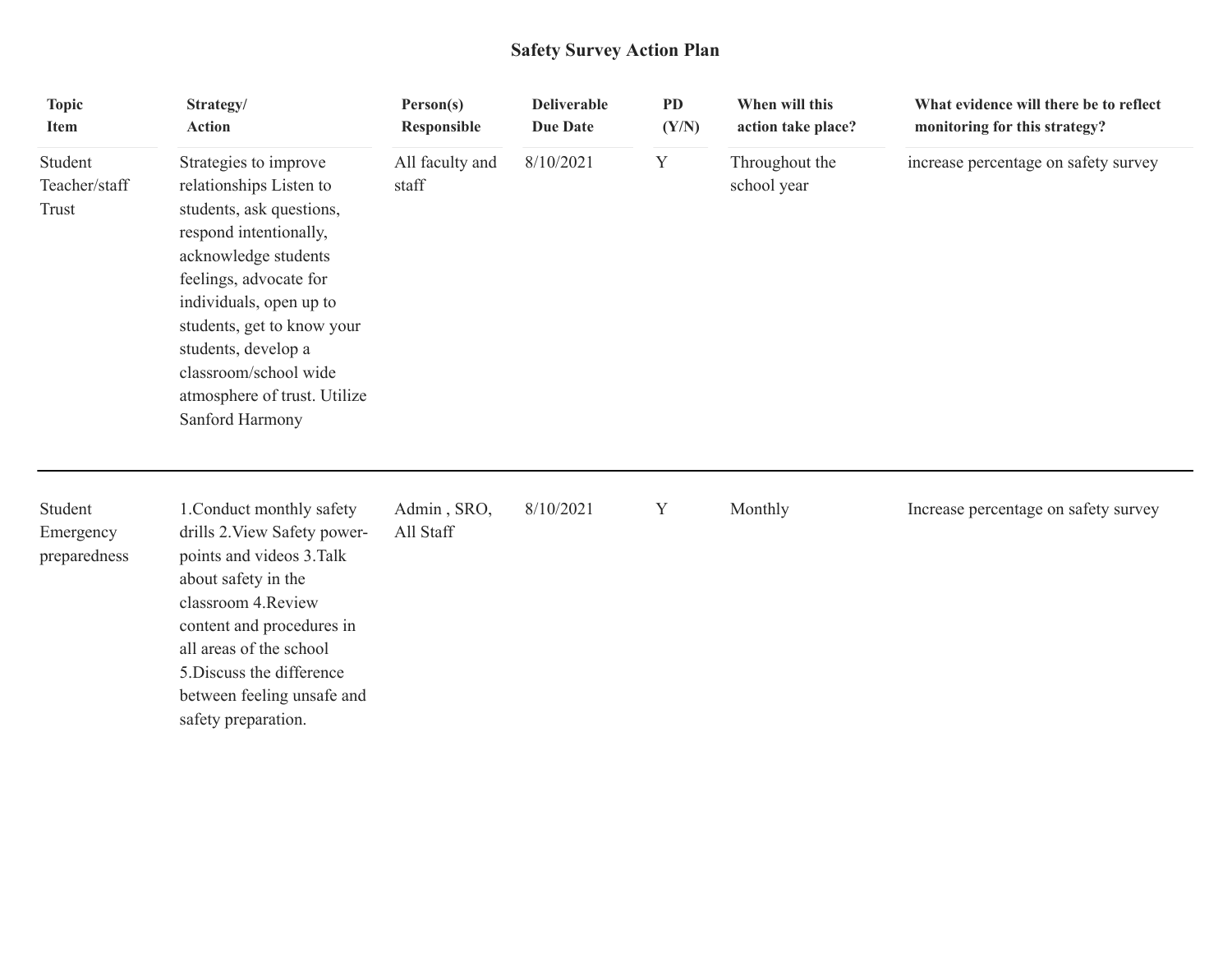# Safety Survey Action Plan

| Topic Item | Strategy/ Action | Person(s) Responsible | Deliverable Due Date | PD (Y/N) | When will this action take place? | What evidence will there be to reflect monitoring for this strategy? |
|---|---|---|---|---|---|---|
| Student Teacher/staff Trust | Strategies to improve relationships Listen to students, ask questions, respond intentionally, acknowledge students feelings, advocate for individuals, open up to students, get to know your students, develop a classroom/school wide atmosphere of trust. Utilize Sanford Harmony | All faculty and staff | 8/10/2021 | Y | Throughout the school year | increase percentage on safety survey |
| Student Emergency preparedness | 1.Conduct monthly safety drills 2.View Safety power-points and videos 3.Talk about safety in the classroom 4.Review content and procedures in all areas of the school 5.Discuss the difference between feeling unsafe and safety preparation. | Admin , SRO, All Staff | 8/10/2021 | Y | Monthly | Increase percentage on safety survey |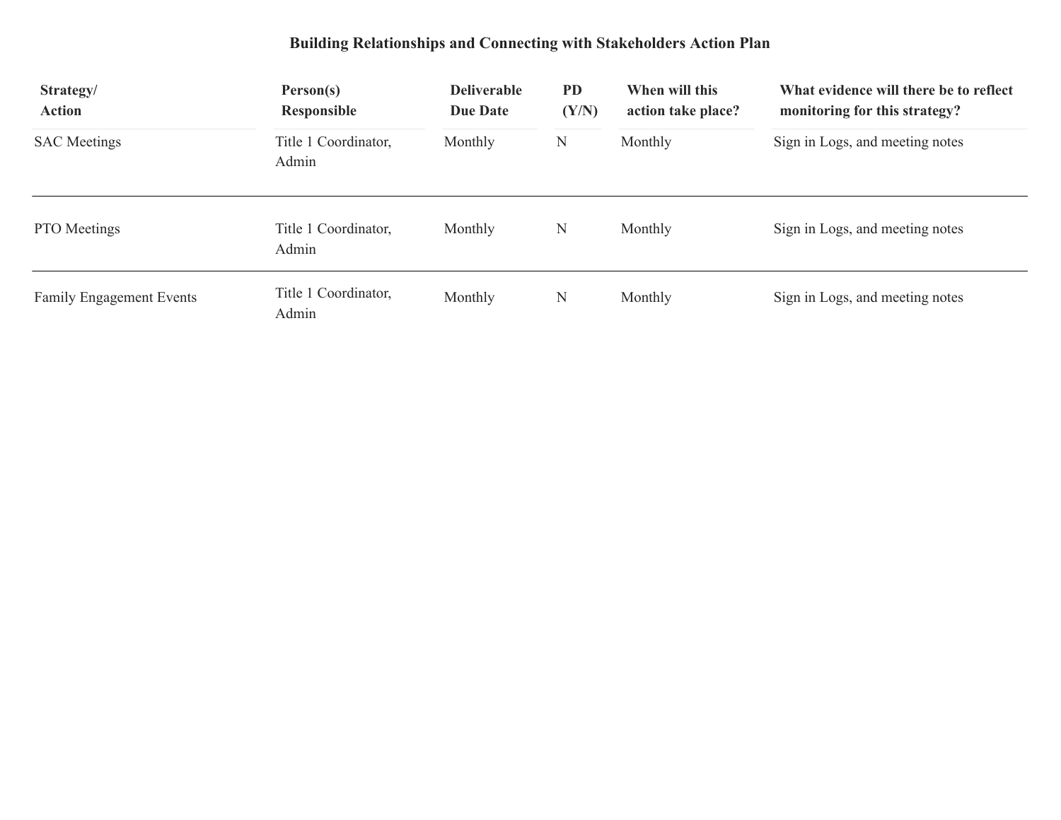## Building Relationships and Connecting with Stakeholders Action Plan

| Strategy/ Action | Person(s) Responsible | Deliverable Due Date | PD (Y/N) | When will this action take place? | What evidence will there be to reflect monitoring for this strategy? |
|---|---|---|---|---|---|
| SAC Meetings | Title 1 Coordinator, Admin | Monthly | N | Monthly | Sign in Logs, and meeting notes |
| PTO Meetings | Title 1 Coordinator, Admin | Monthly | N | Monthly | Sign in Logs, and meeting notes |
| Family Engagement Events | Title 1 Coordinator, Admin | Monthly | N | Monthly | Sign in Logs, and meeting notes |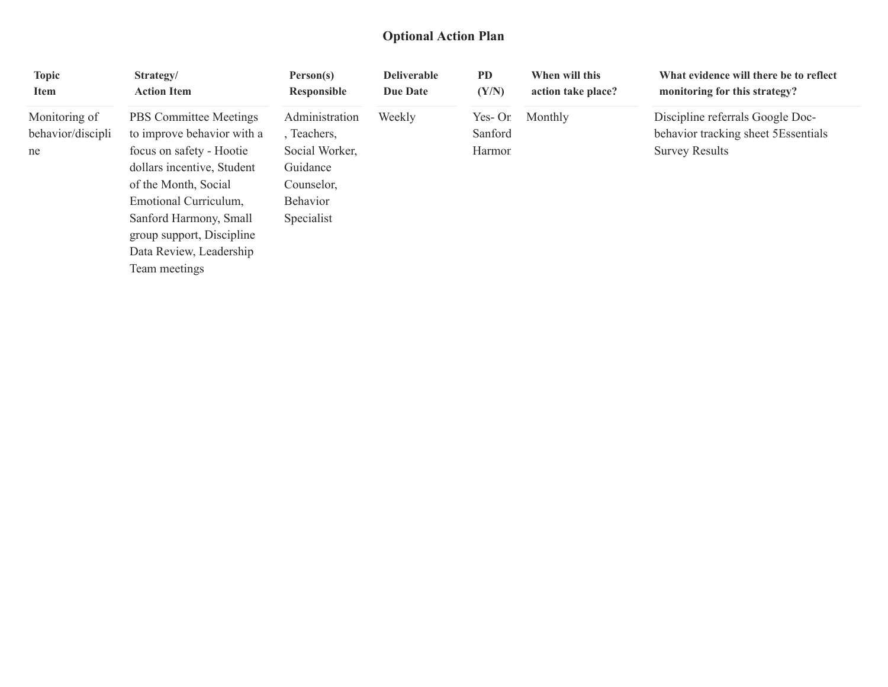## Optional Action Plan

| Topic Item | Strategy/ Action Item | Person(s) Responsible | Deliverable Due Date | PD (Y/N) | When will this action take place? | What evidence will there be to reflect monitoring for this strategy? |
|---|---|---|---|---|---|---|
| Monitoring of behavior/discipline | PBS Committee Meetings to improve behavior with a focus on safety - Hootie dollars incentive, Student of the Month, Social Emotional Curriculum, Sanford Harmony, Small group support, Discipline Data Review, Leadership Team meetings | Administration, Teachers, Social Worker, Guidance Counselor, Behavior Specialist | Weekly | Yes- Or Sanford Harmor | Monthly | Discipline referrals Google Doc- behavior tracking sheet 5Essentials Survey Results |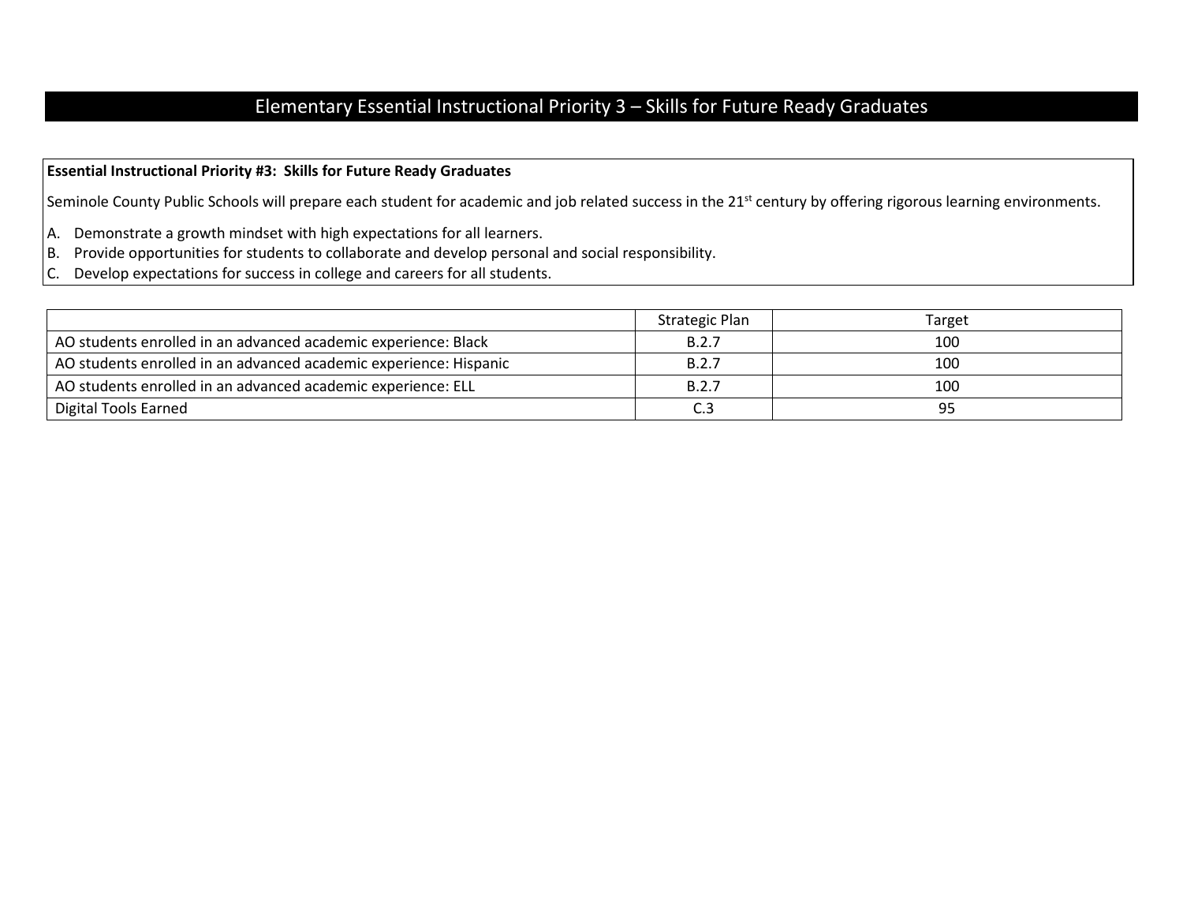# Elementary Essential Instructional Priority 3 – Skills for Future Ready Graduates

**Essential Instructional Priority #3: Skills for Future Ready Graduates**

Seminole County Public Schools will prepare each student for academic and job related success in the 21st century by offering rigorous learning environments.

A. Demonstrate a growth mindset with high expectations for all learners.
B. Provide opportunities for students to collaborate and develop personal and social responsibility.
C. Develop expectations for success in college and careers for all students.

| | Strategic Plan | Target |
|---|---|---|
| AO students enrolled in an advanced academic experience: Black | B.2.7 | 100 |
| AO students enrolled in an advanced academic experience: Hispanic | B.2.7 | 100 |
| AO students enrolled in an advanced academic experience: ELL | B.2.7 | 100 |
| Digital Tools Earned | C.3 | 95 |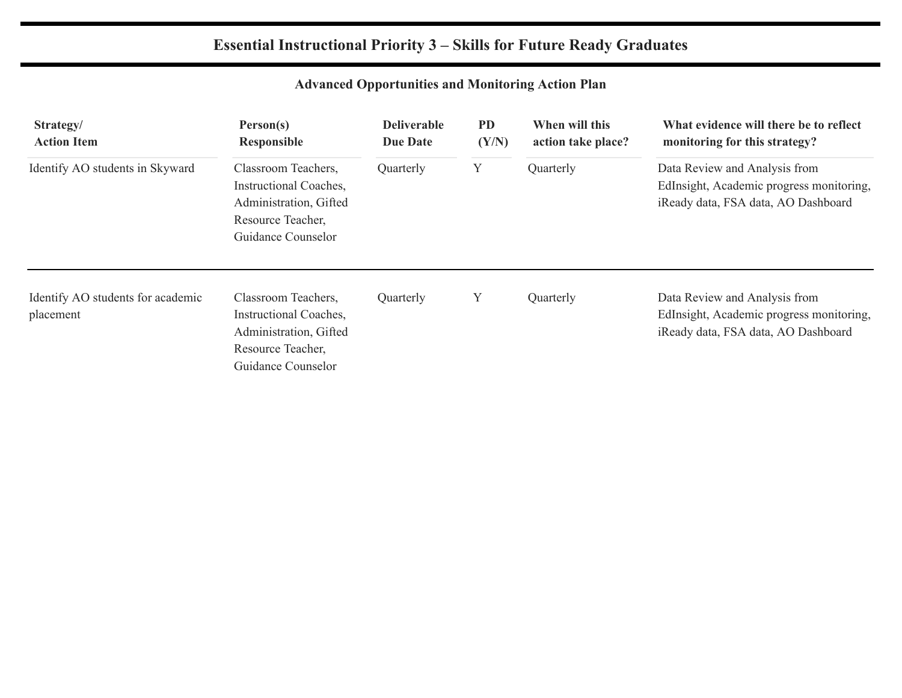# Essential Instructional Priority 3 – Skills for Future Ready Graduates

## Advanced Opportunities and Monitoring Action Plan

| Strategy/ Action Item | Person(s) Responsible | Deliverable Due Date | PD (Y/N) | When will this action take place? | What evidence will there be to reflect monitoring for this strategy? |
|---|---|---|---|---|---|
| Identify AO students in Skyward | Classroom Teachers, Instructional Coaches, Administration, Gifted Resource Teacher, Guidance Counselor | Quarterly | Y | Quarterly | Data Review and Analysis from EdInsight, Academic progress monitoring, iReady data, FSA data, AO Dashboard |
| Identify AO students for academic placement | Classroom Teachers, Instructional Coaches, Administration, Gifted Resource Teacher, Guidance Counselor | Quarterly | Y | Quarterly | Data Review and Analysis from EdInsight, Academic progress monitoring, iReady data, FSA data, AO Dashboard |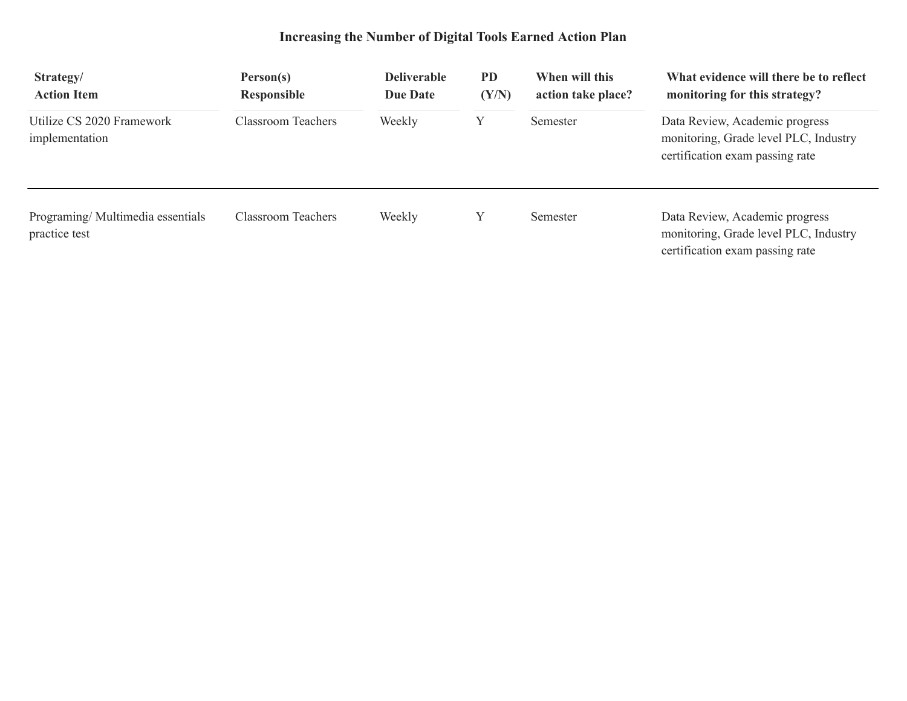# Increasing the Number of Digital Tools Earned Action Plan

| Strategy/ Action Item | Person(s) Responsible | Deliverable Due Date | PD (Y/N) | When will this action take place? | What evidence will there be to reflect monitoring for this strategy? |
| --- | --- | --- | --- | --- | --- |
| Utilize CS 2020 Framework implementation | Classroom Teachers | Weekly | Y | Semester | Data Review, Academic progress monitoring, Grade level PLC, Industry certification exam passing rate |
| Programing/ Multimedia essentials practice test | Classroom Teachers | Weekly | Y | Semester | Data Review, Academic progress monitoring, Grade level PLC, Industry certification exam passing rate |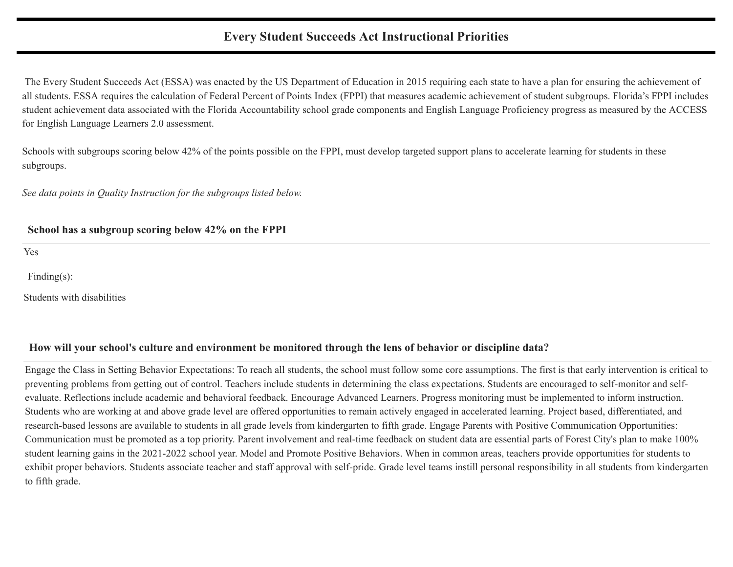## Every Student Succeeds Act Instructional Priorities

The Every Student Succeeds Act (ESSA) was enacted by the US Department of Education in 2015 requiring each state to have a plan for ensuring the achievement of all students. ESSA requires the calculation of Federal Percent of Points Index (FPPI) that measures academic achievement of student subgroups. Florida's FPPI includes student achievement data associated with the Florida Accountability school grade components and English Language Proficiency progress as measured by the ACCESS for English Language Learners 2.0 assessment.

Schools with subgroups scoring below 42% of the points possible on the FPPI, must develop targeted support plans to accelerate learning for students in these subgroups.

*See data points in Quality Instruction for the subgroups listed below.*

### School has a subgroup scoring below 42% on the FPPI

Yes

Finding(s):

Students with disabilities

### How will your school's culture and environment be monitored through the lens of behavior or discipline data?

Engage the Class in Setting Behavior Expectations: To reach all students, the school must follow some core assumptions. The first is that early intervention is critical to preventing problems from getting out of control. Teachers include students in determining the class expectations. Students are encouraged to self-monitor and self-evaluate. Reflections include academic and behavioral feedback. Encourage Advanced Learners. Progress monitoring must be implemented to inform instruction. Students who are working at and above grade level are offered opportunities to remain actively engaged in accelerated learning. Project based, differentiated, and research-based lessons are available to students in all grade levels from kindergarten to fifth grade. Engage Parents with Positive Communication Opportunities: Communication must be promoted as a top priority. Parent involvement and real-time feedback on student data are essential parts of Forest City's plan to make 100% student learning gains in the 2021-2022 school year. Model and Promote Positive Behaviors. When in common areas, teachers provide opportunities for students to exhibit proper behaviors. Students associate teacher and staff approval with self-pride. Grade level teams instill personal responsibility in all students from kindergarten to fifth grade.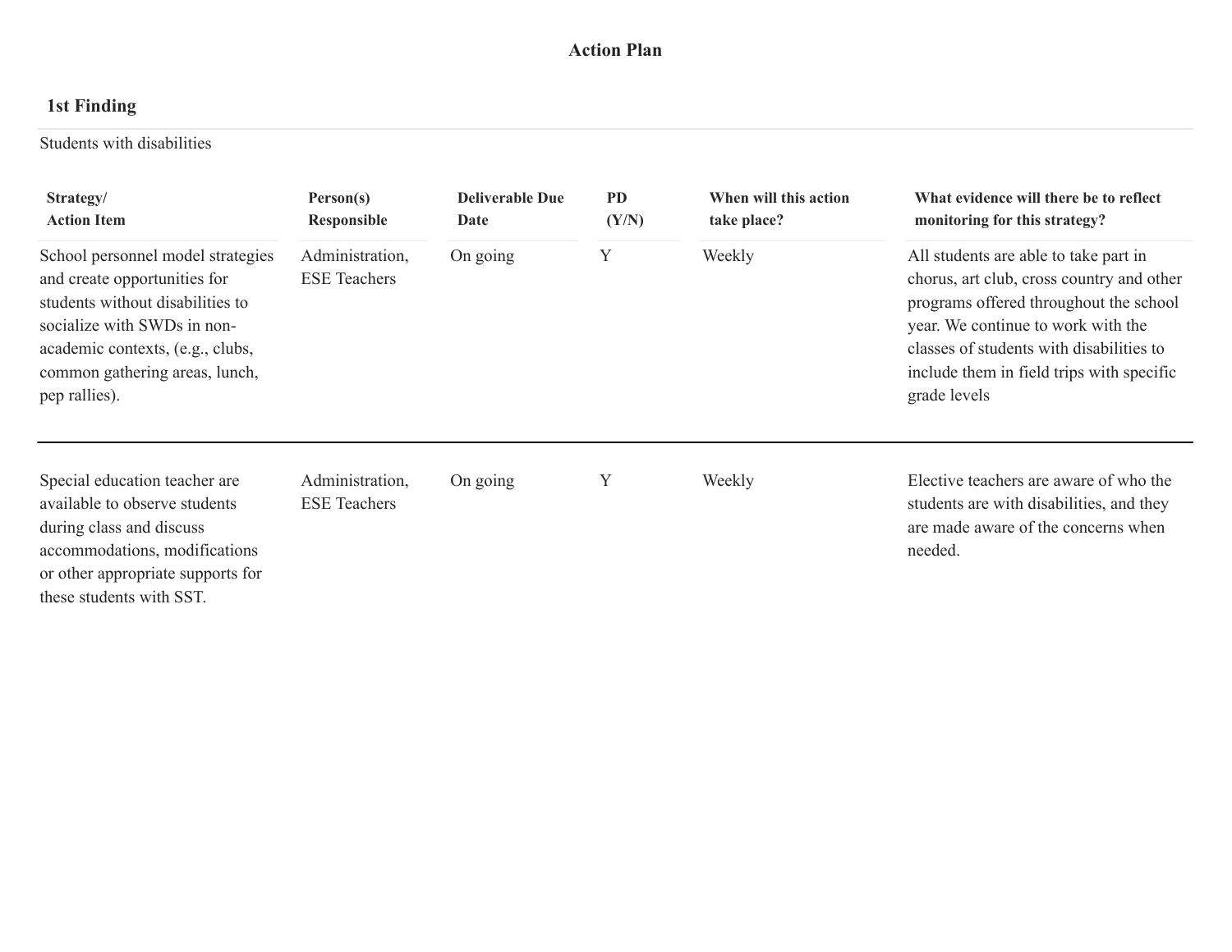# Action Plan

## 1st Finding

Students with disabilities

| Strategy/ Action Item | Person(s) Responsible | Deliverable Due Date | PD (Y/N) | When will this action take place? | What evidence will there be to reflect monitoring for this strategy? |
|---|---|---|---|---|---|
| School personnel model strategies and create opportunities for students without disabilities to socialize with SWDs in non-academic contexts, (e.g., clubs, common gathering areas, lunch, pep rallies). | Administration, ESE Teachers | On going | Y | Weekly | All students are able to take part in chorus, art club, cross country and other programs offered throughout the school year. We continue to work with the classes of students with disabilities to include them in field trips with specific grade levels |
| Special education teacher are available to observe students during class and discuss accommodations, modifications or other appropriate supports for these students with SST. | Administration, ESE Teachers | On going | Y | Weekly | Elective teachers are aware of who the students are with disabilities, and they are made aware of the concerns when needed. |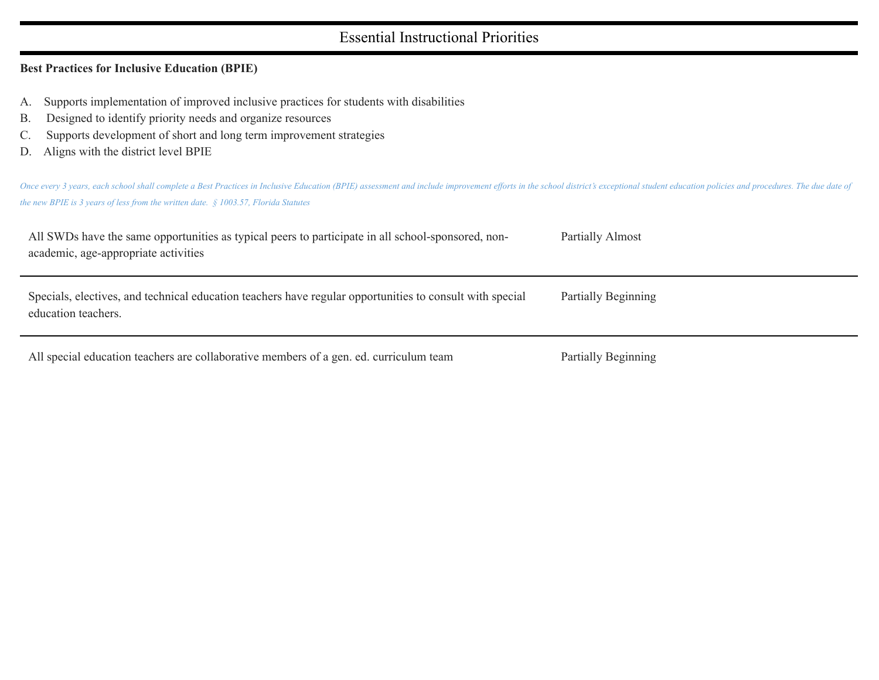# Essential Instructional Priorities

**Best Practices for Inclusive Education (BPIE)**

A. Supports implementation of improved inclusive practices for students with disabilities
B. Designed to identify priority needs and organize resources
C. Supports development of short and long term improvement strategies
D. Aligns with the district level BPIE

*Once every 3 years, each school shall complete a Best Practices in Inclusive Education (BPIE) assessment and include improvement efforts in the school district's exceptional student education policies and procedures. The due date of the new BPIE is 3 years of less from the written date. § 1003.57, Florida Statutes*

| | |
|---|---|
| All SWDs have the same opportunities as typical peers to participate in all school-sponsored, non-academic, age-appropriate activities | Partially Almost |
| Specials, electives, and technical education teachers have regular opportunities to consult with special education teachers. | Partially Beginning |
| All special education teachers are collaborative members of a gen. ed. curriculum team | Partially Beginning |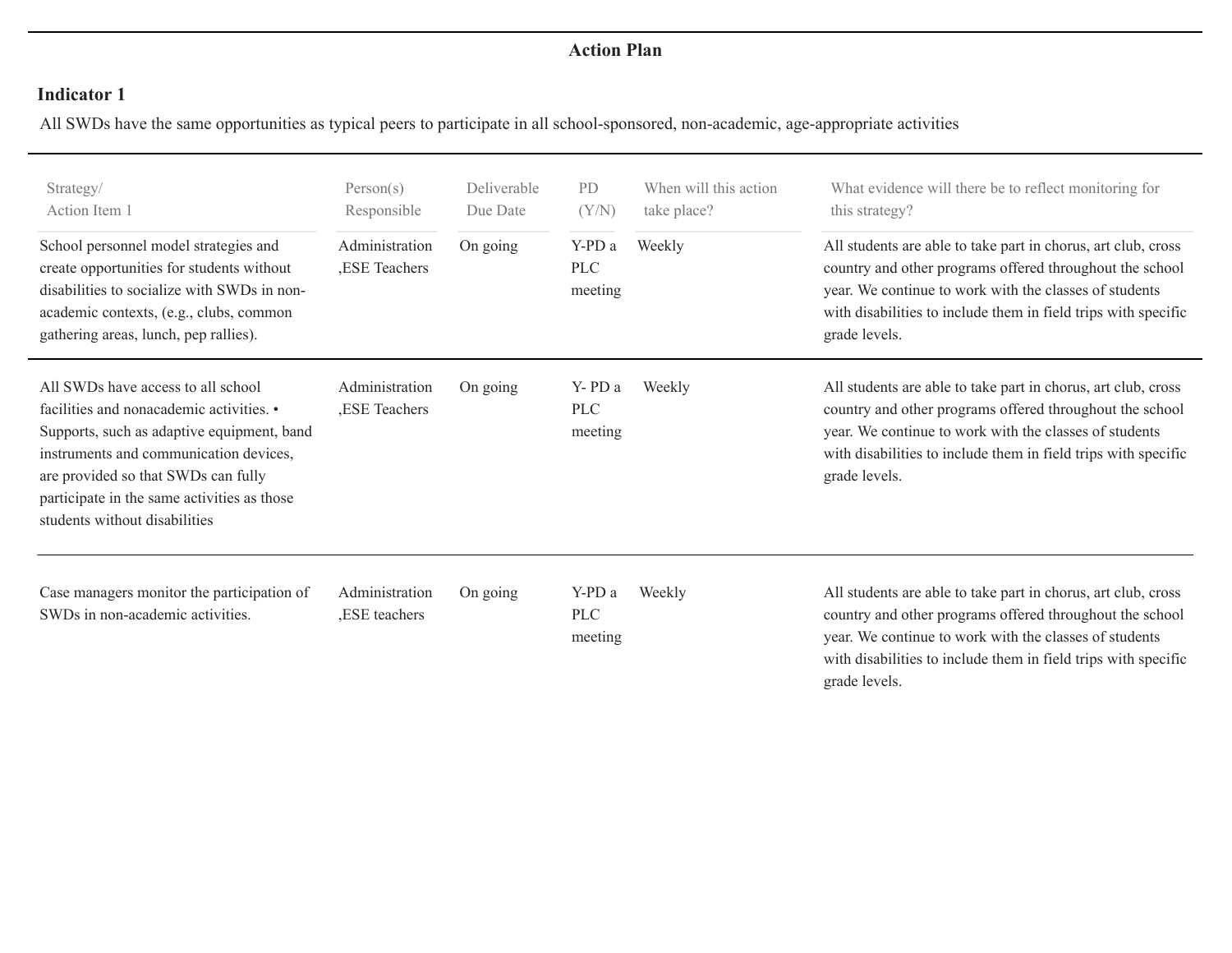## Action Plan

### Indicator 1

All SWDs have the same opportunities as typical peers to participate in all school-sponsored, non-academic, age-appropriate activities

| Strategy/ Action Item 1 | Person(s) Responsible | Deliverable Due Date | PD (Y/N) | When will this action take place? | What evidence will there be to reflect monitoring for this strategy? |
|---|---|---|---|---|---|
| School personnel model strategies and create opportunities for students without disabilities to socialize with SWDs in non-academic contexts, (e.g., clubs, common gathering areas, lunch, pep rallies). | Administration ,ESE Teachers | On going | Y-PD a PLC meeting | Weekly | All students are able to take part in chorus, art club, cross country and other programs offered throughout the school year. We continue to work with the classes of students with disabilities to include them in field trips with specific grade levels. |
| All SWDs have access to all school facilities and nonacademic activities. • Supports, such as adaptive equipment, band instruments and communication devices, are provided so that SWDs can fully participate in the same activities as those students without disabilities | Administration ,ESE Teachers | On going | Y- PD a PLC meeting | Weekly | All students are able to take part in chorus, art club, cross country and other programs offered throughout the school year. We continue to work with the classes of students with disabilities to include them in field trips with specific grade levels. |
| Case managers monitor the participation of SWDs in non-academic activities. | Administration ,ESE teachers | On going | Y-PD a PLC meeting | Weekly | All students are able to take part in chorus, art club, cross country and other programs offered throughout the school year. We continue to work with the classes of students with disabilities to include them in field trips with specific grade levels. |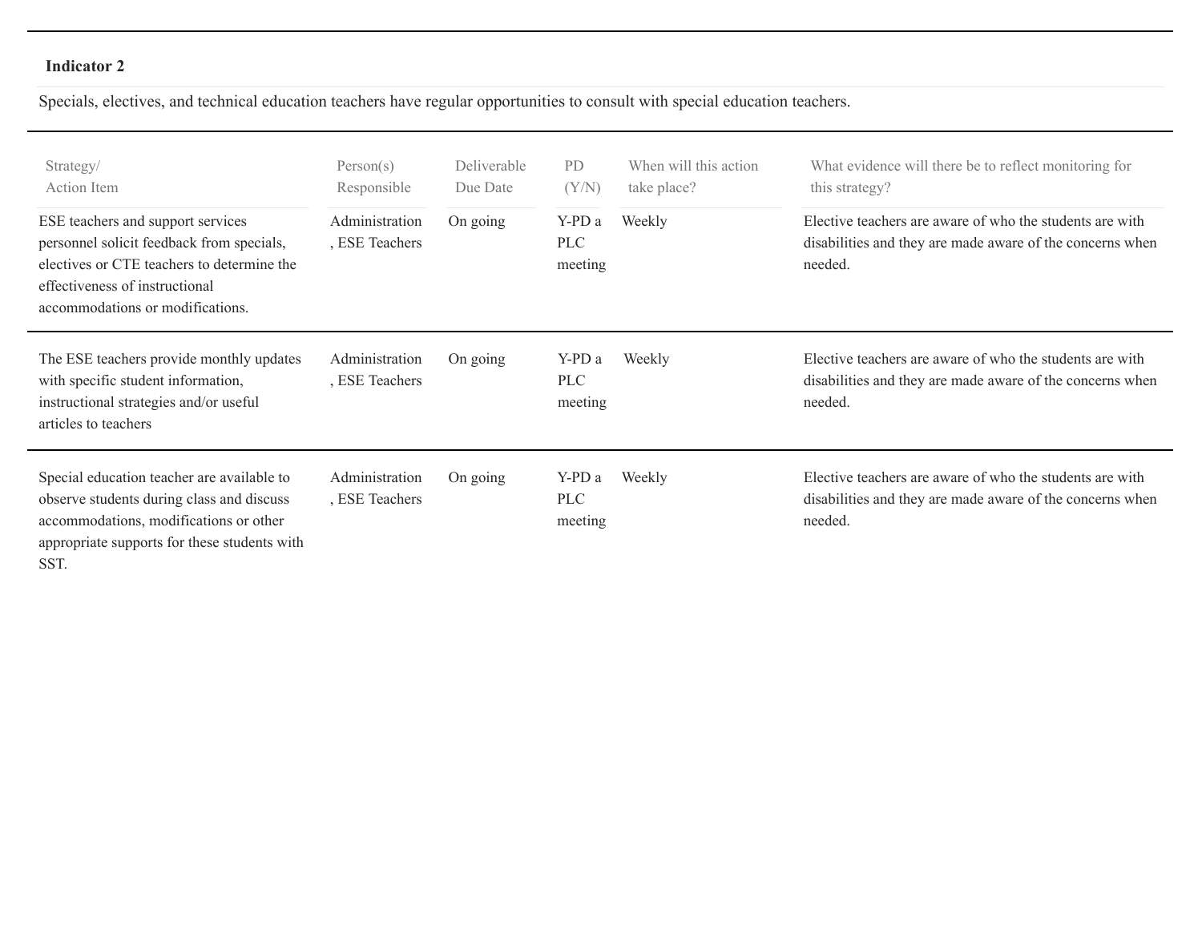**Indicator 2**

Specials, electives, and technical education teachers have regular opportunities to consult with special education teachers.

| Strategy/ Action Item | Person(s) Responsible | Deliverable Due Date | PD (Y/N) | When will this action take place? | What evidence will there be to reflect monitoring for this strategy? |
|---|---|---|---|---|---|
| ESE teachers and support services personnel solicit feedback from specials, electives or CTE teachers to determine the effectiveness of instructional accommodations or modifications. | Administration , ESE Teachers | On going | Y-PD a PLC meeting | Weekly | Elective teachers are aware of who the students are with disabilities and they are made aware of the concerns when needed. |
| The ESE teachers provide monthly updates with specific student information, instructional strategies and/or useful articles to teachers | Administration , ESE Teachers | On going | Y-PD a PLC meeting | Weekly | Elective teachers are aware of who the students are with disabilities and they are made aware of the concerns when needed. |
| Special education teacher are available to observe students during class and discuss accommodations, modifications or other appropriate supports for these students with SST. | Administration , ESE Teachers | On going | Y-PD a PLC meeting | Weekly | Elective teachers are aware of who the students are with disabilities and they are made aware of the concerns when needed. |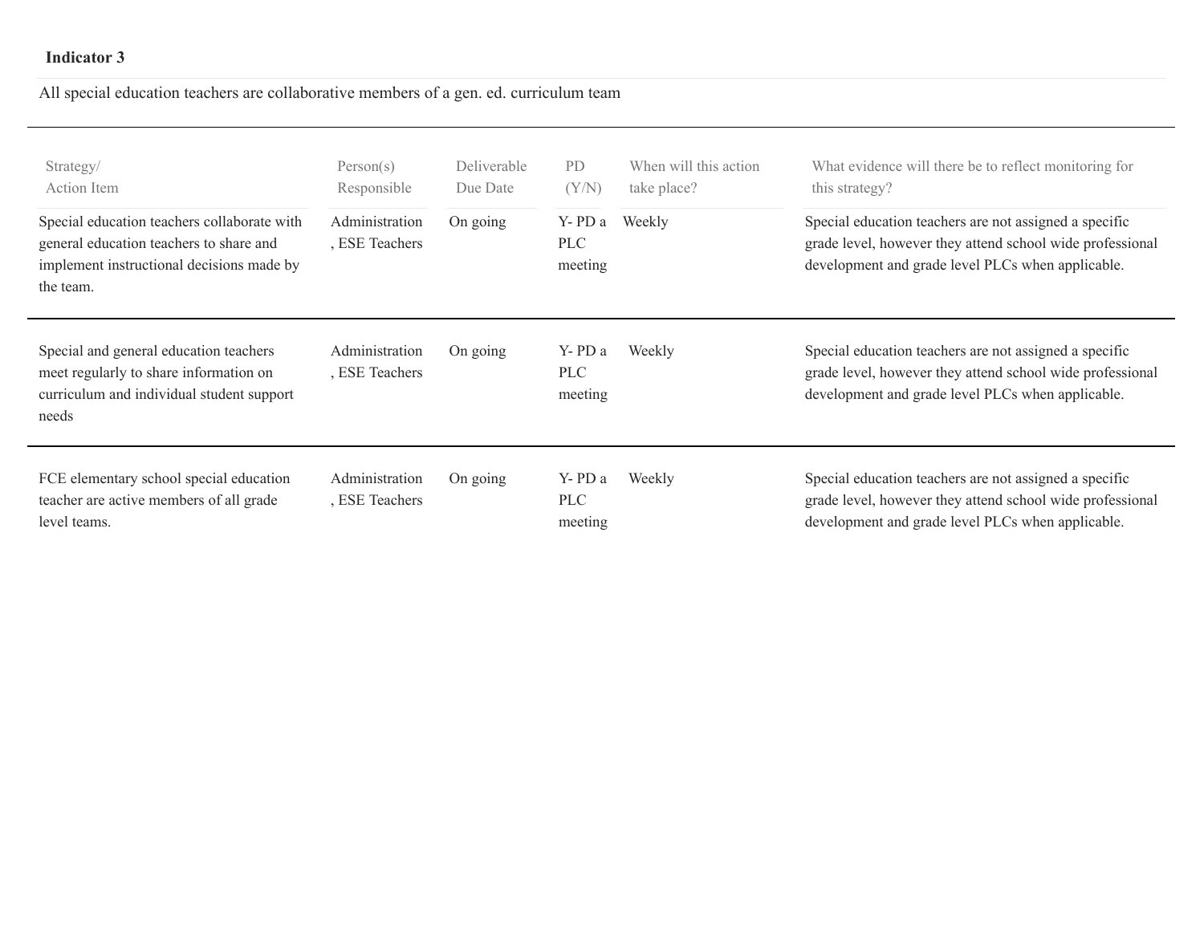**Indicator 3**

All special education teachers are collaborative members of a gen. ed. curriculum team

| Strategy/ Action Item | Person(s) Responsible | Deliverable Due Date | PD (Y/N) | When will this action take place? | What evidence will there be to reflect monitoring for this strategy? |
|---|---|---|---|---|---|
| Special education teachers collaborate with general education teachers to share and implement instructional decisions made by the team. | Administration , ESE Teachers | On going | Y- PD a PLC meeting | Weekly | Special education teachers are not assigned a specific grade level, however they attend school wide professional development and grade level PLCs when applicable. |
| Special and general education teachers meet regularly to share information on curriculum and individual student support needs | Administration , ESE Teachers | On going | Y- PD a PLC meeting | Weekly | Special education teachers are not assigned a specific grade level, however they attend school wide professional development and grade level PLCs when applicable. |
| FCE elementary school special education teacher are active members of all grade level teams. | Administration , ESE Teachers | On going | Y- PD a PLC meeting | Weekly | Special education teachers are not assigned a specific grade level, however they attend school wide professional development and grade level PLCs when applicable. |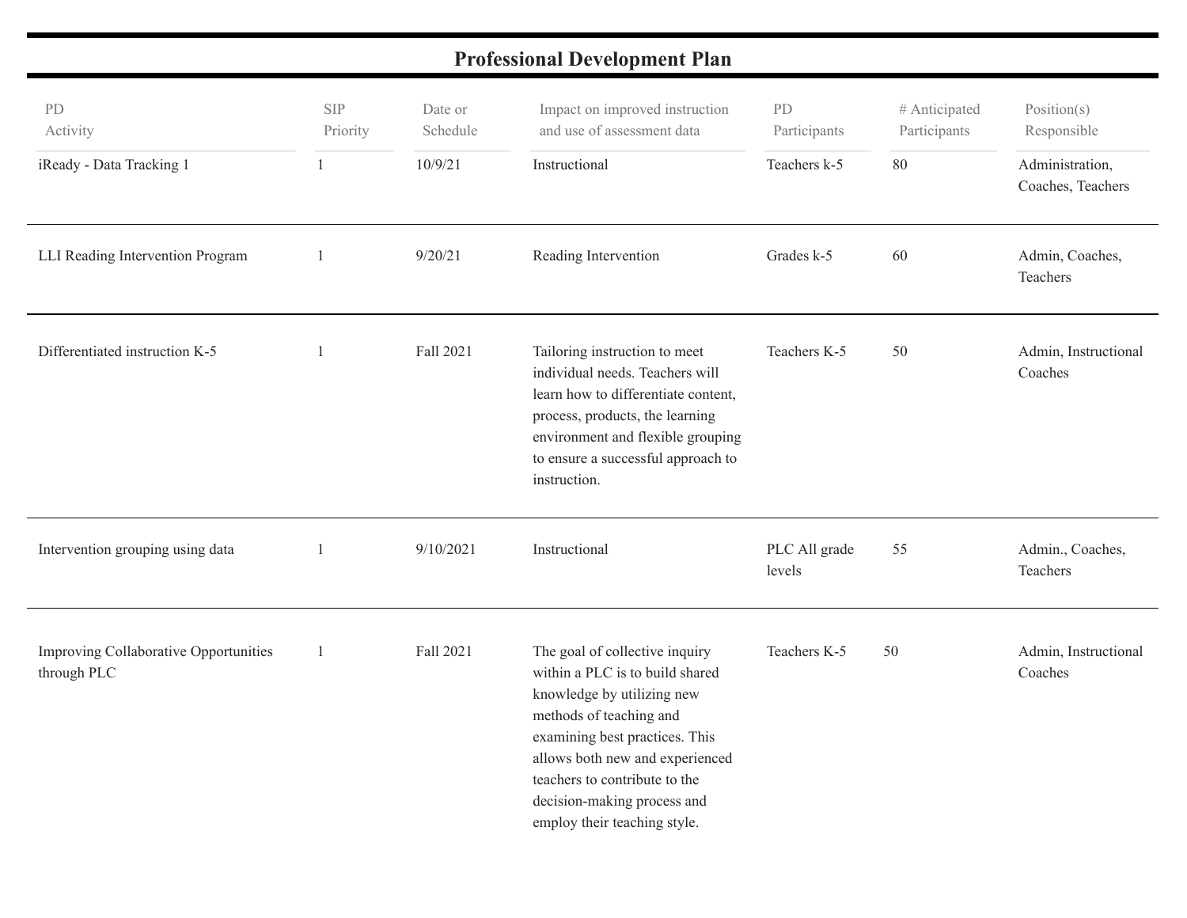## Professional Development Plan

| PD Activity | SIP Priority | Date or Schedule | Impact on improved instruction and use of assessment data | PD Participants | # Anticipated Participants | Position(s) Responsible |
|---|---|---|---|---|---|---|
| iReady - Data Tracking 1 | 1 | 10/9/21 | Instructional | Teachers k-5 | 80 | Administration, Coaches, Teachers |
| LLI Reading Intervention Program | 1 | 9/20/21 | Reading Intervention | Grades k-5 | 60 | Admin, Coaches, Teachers |
| Differentiated instruction K-5 | 1 | Fall 2021 | Tailoring instruction to meet individual needs. Teachers will learn how to differentiate content, process, products, the learning environment and flexible grouping to ensure a successful approach to instruction. | Teachers K-5 | 50 | Admin, Instructional Coaches |
| Intervention grouping using data | 1 | 9/10/2021 | Instructional | PLC All grade levels | 55 | Admin., Coaches, Teachers |
| Improving Collaborative Opportunities through PLC | 1 | Fall 2021 | The goal of collective inquiry within a PLC is to build shared knowledge by utilizing new methods of teaching and examining best practices. This allows both new and experienced teachers to contribute to the decision-making process and employ their teaching style. | Teachers K-5 | 50 | Admin, Instructional Coaches |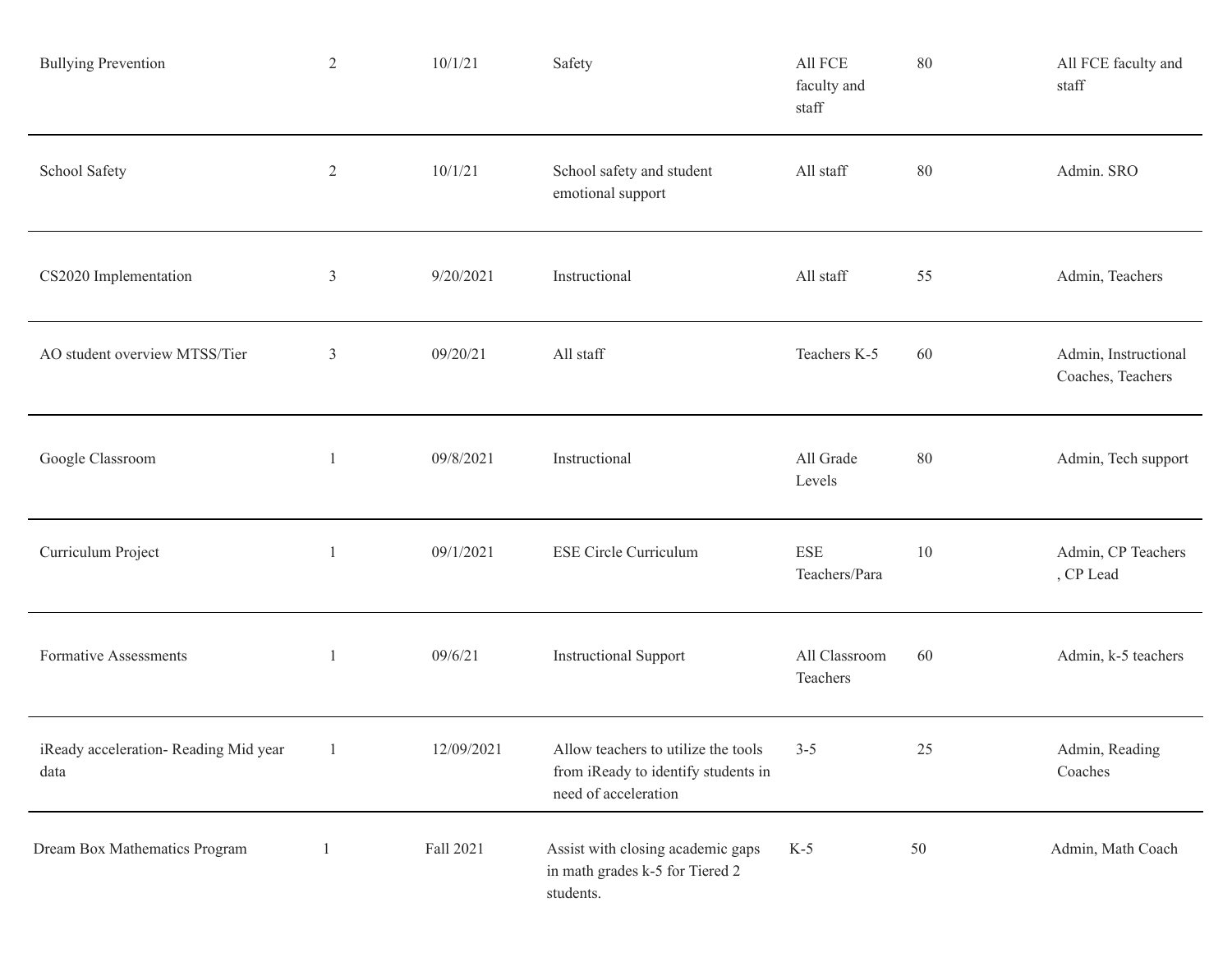| | | | | | | |
|---|---|---|---|---|---|---|
| Bullying Prevention | 2 | 10/1/21 | Safety | All FCE faculty and staff | 80 | All FCE faculty and staff |
| School Safety | 2 | 10/1/21 | School safety and student emotional support | All staff | 80 | Admin. SRO |
| CS2020 Implementation | 3 | 9/20/2021 | Instructional | All staff | 55 | Admin, Teachers |
| AO student overview MTSS/Tier | 3 | 09/20/21 | All staff | Teachers K-5 | 60 | Admin, Instructional Coaches, Teachers |
| Google Classroom | 1 | 09/8/2021 | Instructional | All Grade Levels | 80 | Admin, Tech support |
| Curriculum Project | 1 | 09/1/2021 | ESE Circle Curriculum | ESE Teachers/Para | 10 | Admin, CP Teachers , CP Lead |
| Formative Assessments | 1 | 09/6/21 | Instructional Support | All Classroom Teachers | 60 | Admin, k-5 teachers |
| iReady acceleration- Reading Mid year data | 1 | 12/09/2021 | Allow teachers to utilize the tools from iReady to identify students in need of acceleration | 3-5 | 25 | Admin, Reading Coaches |
| Dream Box Mathematics Program | 1 | Fall 2021 | Assist with closing academic gaps in math grades k-5 for Tiered 2 students. | K-5 | 50 | Admin, Math Coach |